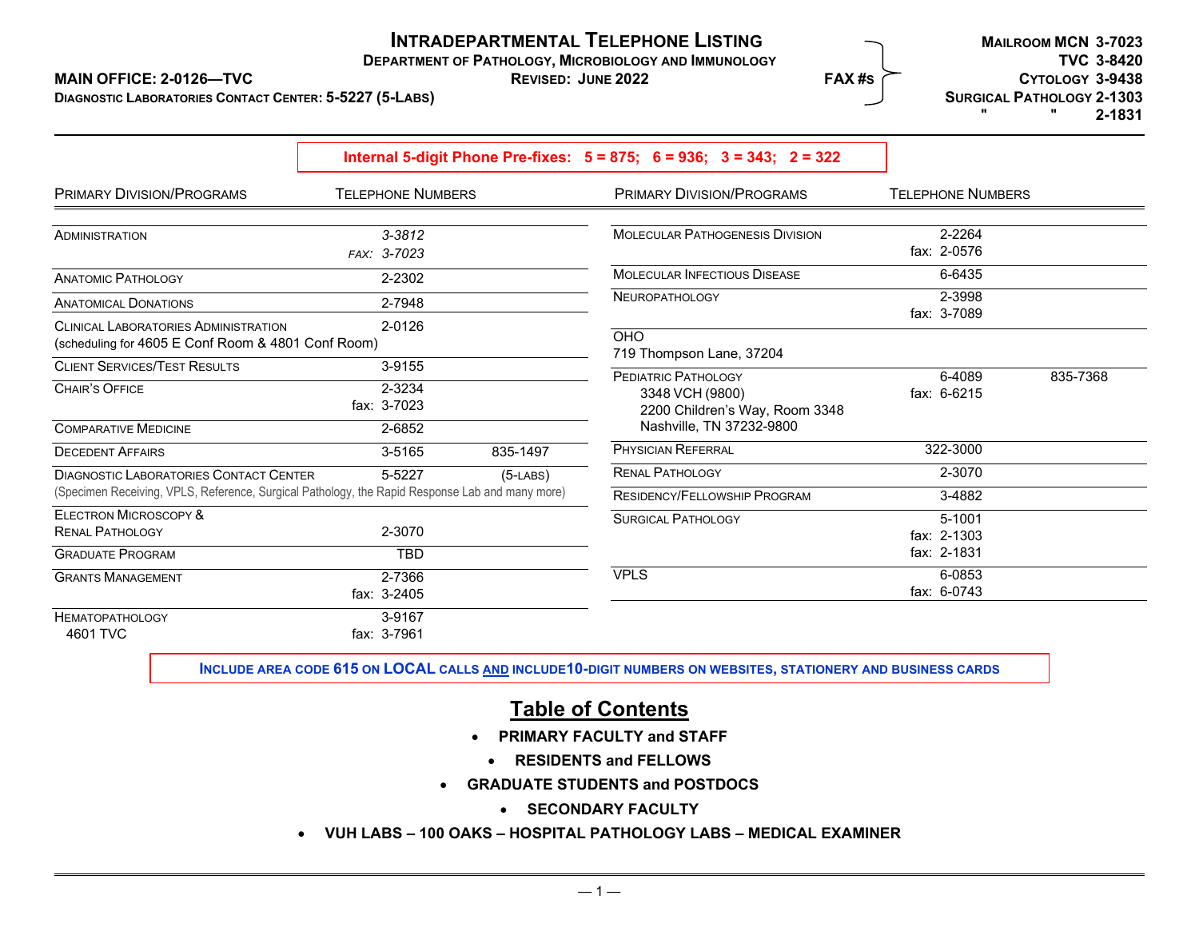# Intradepartmental Telephone Listing

**Department of Pathology, Microbiology and Immunology**

**Revised: June 2022**

**MAIN OFFICE: 2-0126—TVC**

**Diagnostic Laboratories Contact Center: 5-5227 (5-Labs)**

**FAX #s**

- **Mailroom MCN 3-7023**
- **TVC 3-8420**
- **Cytology 3-9438**
- **Surgical Pathology 2-1303**
- **" " 2-1831**

**Internal 5-digit Phone Pre-fixes: 5 = 875; 6 = 936; 3 = 343; 2 = 322**

| Primary Division/Programs | Telephone Numbers | |
|---|---|---|
| Administration | *3-3812*<br>*fax: 3-7023* | |
| Anatomic Pathology | 2-2302 | |
| Anatomical Donations | 2-7948 | |
| Clinical Laboratories Administration<br>(scheduling for 4605 E Conf Room & 4801 Conf Room) | 2-0126 | |
| Client Services/Test Results | 3-9155 | |
| Chair's Office | 2-3234<br>fax: 3-7023 | |
| Comparative Medicine | 2-6852 | |
| Decedent Affairs | 3-5165 | 835-1497 |
| Diagnostic Laboratories Contact Center<br>(Specimen Receiving, VPLS, Reference, Surgical Pathology, the Rapid Response Lab and many more) | 5-5227 | (5-Labs) |
| Electron Microscopy & Renal Pathology | 2-3070 | |
| Graduate Program | TBD | |
| Grants Management | 2-7366<br>fax: 3-2405 | |
| Hematopathology<br>4601 TVC | 3-9167<br>fax: 3-7961 | |
| Molecular Pathogenesis Division | 2-2264<br>fax: 2-0576 | |
| Molecular Infectious Disease | 6-6435 | |
| Neuropathology | 2-3998<br>fax: 3-7089 | |
| OHO<br>719 Thompson Lane, 37204 | | |
| Pediatric Pathology<br>3348 VCH (9800)<br>2200 Children's Way, Room 3348<br>Nashville, TN 37232-9800 | 6-4089<br>fax: 6-6215 | 835-7368 |
| Physician Referral | 322-3000 | |
| Renal Pathology | 2-3070 | |
| Residency/Fellowship Program | 3-4882 | |
| Surgical Pathology | 5-1001<br>fax: 2-1303<br>fax: 2-1831 | |
| VPLS | 6-0853<br>fax: 6-0743 | |

**Include area code 615 on LOCAL calls AND include 10-digit numbers on websites, stationery and business cards**

## Table of Contents

- **PRIMARY FACULTY and STAFF**
- **RESIDENTS and FELLOWS**
- **GRADUATE STUDENTS and POSTDOCS**
- **SECONDARY FACULTY**
- **VUH LABS – 100 OAKS – HOSPITAL PATHOLOGY LABS – MEDICAL EXAMINER**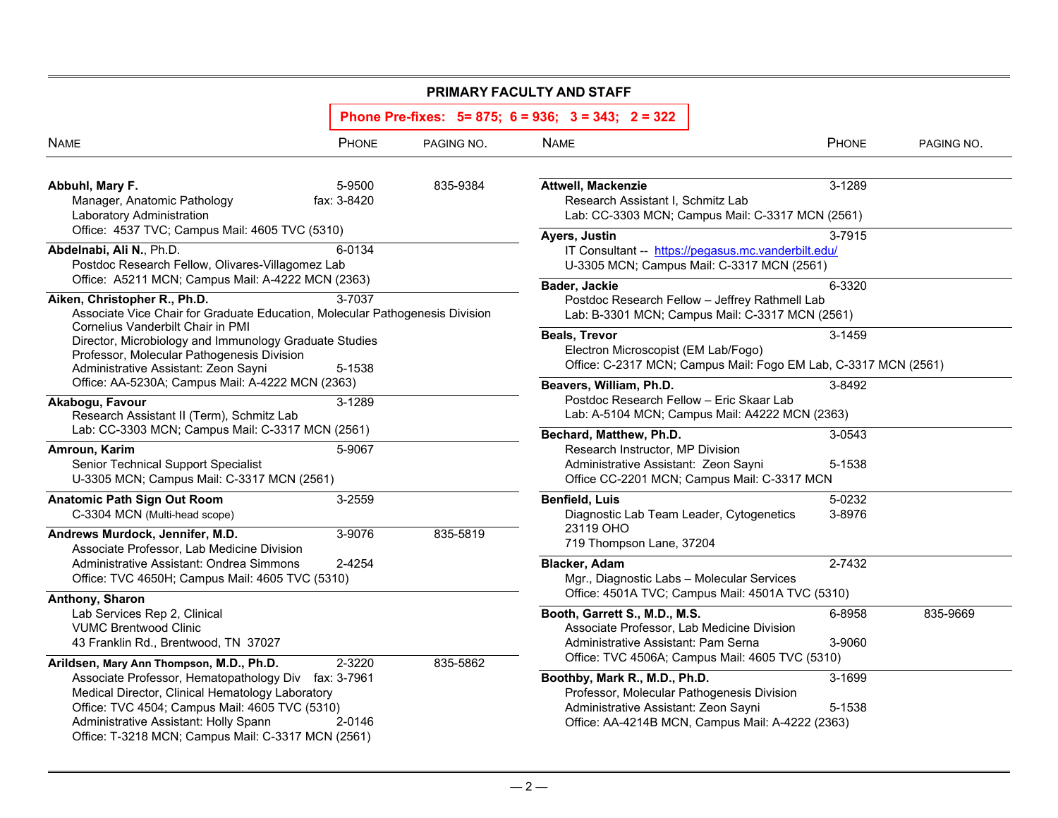# PRIMARY FACULTY AND STAFF

**Phone Pre-fixes: 5= 875; 6 = 936; 3 = 343; 2 = 322**

| NAME | PHONE | PAGING NO. |
|---|---|---|
| **Abbuhl, Mary F.** | 5-9500 | 835-9384 |
| Manager, Anatomic Pathology | fax: 3-8420 | |
| Laboratory Administration | | |
| Office: 4537 TVC; Campus Mail: 4605 TVC (5310) | | |
| **Abdelnabi, Ali N.**, Ph.D. | 6-0134 | |
| Postdoc Research Fellow, Olivares-Villagomez Lab | | |
| Office: A5211 MCN; Campus Mail: A-4222 MCN (2363) | | |
| **Aiken, Christopher R., Ph.D.** | 3-7037 | |
| Associate Vice Chair for Graduate Education, Molecular Pathogenesis Division | | |
| Cornelius Vanderbilt Chair in PMI | | |
| Director, Microbiology and Immunology Graduate Studies | | |
| Professor, Molecular Pathogenesis Division | | |
| Administrative Assistant: Zeon Sayni | 5-1538 | |
| Office: AA-5230A; Campus Mail: A-4222 MCN (2363) | | |
| **Akabogu, Favour** | 3-1289 | |
| Research Assistant II (Term), Schmitz Lab | | |
| Lab: CC-3303 MCN; Campus Mail: C-3317 MCN (2561) | | |
| **Amroun, Karim** | 5-9067 | |
| Senior Technical Support Specialist | | |
| U-3305 MCN; Campus Mail: C-3317 MCN (2561) | | |
| **Anatomic Path Sign Out Room** | 3-2559 | |
| C-3304 MCN (Multi-head scope) | | |
| **Andrews Murdock, Jennifer, M.D.** | 3-9076 | 835-5819 |
| Associate Professor, Lab Medicine Division | | |
| Administrative Assistant: Ondrea Simmons | 2-4254 | |
| Office: TVC 4650H; Campus Mail: 4605 TVC (5310) | | |
| **Anthony, Sharon** | | |
| Lab Services Rep 2, Clinical | | |
| VUMC Brentwood Clinic | | |
| 43 Franklin Rd., Brentwood, TN 37027 | | |
| **Arildsen, Mary Ann Thompson, M.D., Ph.D.** | 2-3220 | 835-5862 |
| Associate Professor, Hematopathology Div | fax: 3-7961 | |
| Medical Director, Clinical Hematology Laboratory | | |
| Office: TVC 4504; Campus Mail: 4605 TVC (5310) | | |
| Administrative Assistant: Holly Spann | 2-0146 | |
| Office: T-3218 MCN; Campus Mail: C-3317 MCN (2561) | | |
| **Attwell, Mackenzie** | 3-1289 | |
| Research Assistant I, Schmitz Lab | | |
| Lab: CC-3303 MCN; Campus Mail: C-3317 MCN (2561) | | |
| **Ayers, Justin** | 3-7915 | |
| IT Consultant -- https://pegasus.mc.vanderbilt.edu/ | | |
| U-3305 MCN; Campus Mail: C-3317 MCN (2561) | | |
| **Bader, Jackie** | 6-3320 | |
| Postdoc Research Fellow – Jeffrey Rathmell Lab | | |
| Lab: B-3301 MCN; Campus Mail: C-3317 MCN (2561) | | |
| **Beals, Trevor** | 3-1459 | |
| Electron Microscopist (EM Lab/Fogo) | | |
| Office: C-2317 MCN; Campus Mail: Fogo EM Lab, C-3317 MCN (2561) | | |
| **Beavers, William, Ph.D.** | 3-8492 | |
| Postdoc Research Fellow – Eric Skaar Lab | | |
| Lab: A-5104 MCN; Campus Mail: A4222 MCN (2363) | | |
| **Bechard, Matthew, Ph.D.** | 3-0543 | |
| Research Instructor, MP Division | | |
| Administrative Assistant: Zeon Sayni | 5-1538 | |
| Office CC-2201 MCN; Campus Mail: C-3317 MCN | | |
| **Benfield, Luis** | 5-0232 | |
| Diagnostic Lab Team Leader, Cytogenetics | 3-8976 | |
| 23119 OHO | | |
| 719 Thompson Lane, 37204 | | |
| **Blacker, Adam** | 2-7432 | |
| Mgr., Diagnostic Labs – Molecular Services | | |
| Office: 4501A TVC; Campus Mail: 4501A TVC (5310) | | |
| **Booth, Garrett S., M.D., M.S.** | 6-8958 | 835-9669 |
| Associate Professor, Lab Medicine Division | | |
| Administrative Assistant: Pam Serna | 3-9060 | |
| Office: TVC 4506A; Campus Mail: 4605 TVC (5310) | | |
| **Boothby, Mark R., M.D., Ph.D.** | 3-1699 | |
| Professor, Molecular Pathogenesis Division | | |
| Administrative Assistant: Zeon Sayni | 5-1538 | |
| Office: AA-4214B MCN, Campus Mail: A-4222 (2363) | | |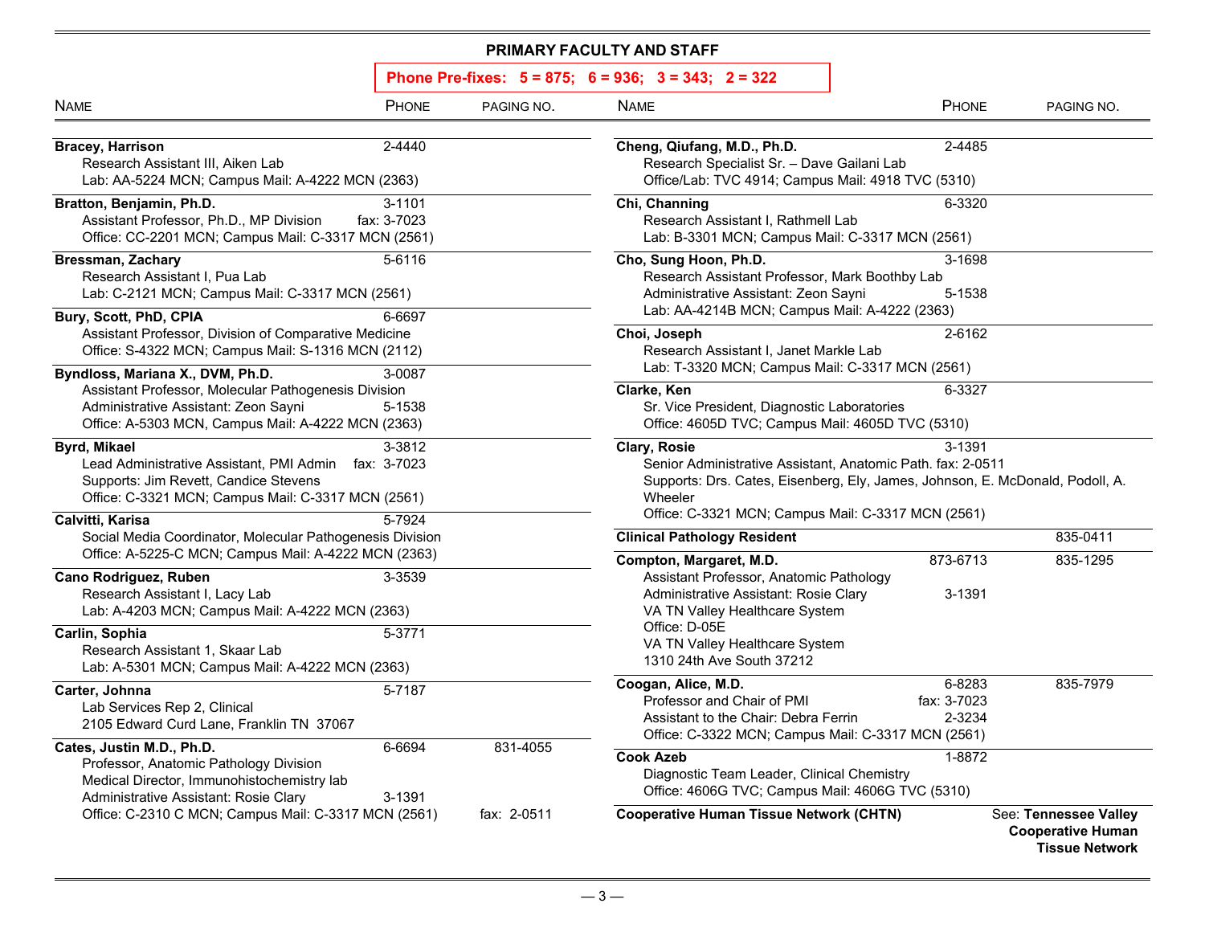## PRIMARY FACULTY AND STAFF

**Phone Pre-fixes: 5 = 875; 6 = 936; 3 = 343; 2 = 322**

| Name | Phone | Paging No. |
|---|---|---|
| **Bracey, Harrison** | 2-4440 | |
| Research Assistant III, Aiken Lab | | |
| Lab: AA-5224 MCN; Campus Mail: A-4222 MCN (2363) | | |
| **Bratton, Benjamin, Ph.D.** | 3-1101 | |
| Assistant Professor, Ph.D., MP Division | fax: 3-7023 | |
| Office: CC-2201 MCN; Campus Mail: C-3317 MCN (2561) | | |
| **Bressman, Zachary** | 5-6116 | |
| Research Assistant I, Pua Lab | | |
| Lab: C-2121 MCN; Campus Mail: C-3317 MCN (2561) | | |
| **Bury, Scott, PhD, CPIA** | 6-6697 | |
| Assistant Professor, Division of Comparative Medicine | | |
| Office: S-4322 MCN; Campus Mail: S-1316 MCN (2112) | | |
| **Byndloss, Mariana X., DVM, Ph.D.** | 3-0087 | |
| Assistant Professor, Molecular Pathogenesis Division | | |
| Administrative Assistant: Zeon Sayni | 5-1538 | |
| Office: A-5303 MCN, Campus Mail: A-4222 MCN (2363) | | |
| **Byrd, Mikael** | 3-3812 | |
| Lead Administrative Assistant, PMI Admin | fax: 3-7023 | |
| Supports: Jim Revett, Candice Stevens | | |
| Office: C-3321 MCN; Campus Mail: C-3317 MCN (2561) | | |
| **Calvitti, Karisa** | 5-7924 | |
| Social Media Coordinator, Molecular Pathogenesis Division | | |
| Office: A-5225-C MCN; Campus Mail: A-4222 MCN (2363) | | |
| **Cano Rodriguez, Ruben** | 3-3539 | |
| Research Assistant I, Lacy Lab | | |
| Lab: A-4203 MCN; Campus Mail: A-4222 MCN (2363) | | |
| **Carlin, Sophia** | 5-3771 | |
| Research Assistant 1, Skaar Lab | | |
| Lab: A-5301 MCN; Campus Mail: A-4222 MCN (2363) | | |
| **Carter, Johnna** | 5-7187 | |
| Lab Services Rep 2, Clinical | | |
| 2105 Edward Curd Lane, Franklin TN 37067 | | |
| **Cates, Justin M.D., Ph.D.** | 6-6694 | 831-4055 |
| Professor, Anatomic Pathology Division | | |
| Medical Director, Immunohistochemistry lab | | |
| Administrative Assistant: Rosie Clary | 3-1391 | |
| Office: C-2310 C MCN; Campus Mail: C-3317 MCN (2561) | | fax: 2-0511 |
| **Cheng, Qiufang, M.D., Ph.D.** | 2-4485 | |
| Research Specialist Sr. – Dave Gailani Lab | | |
| Office/Lab: TVC 4914; Campus Mail: 4918 TVC (5310) | | |
| **Chi, Channing** | 6-3320 | |
| Research Assistant I, Rathmell Lab | | |
| Lab: B-3301 MCN; Campus Mail: C-3317 MCN (2561) | | |
| **Cho, Sung Hoon, Ph.D.** | 3-1698 | |
| Research Assistant Professor, Mark Boothby Lab | | |
| Administrative Assistant: Zeon Sayni | 5-1538 | |
| Lab: AA-4214B MCN; Campus Mail: A-4222 (2363) | | |
| **Choi, Joseph** | 2-6162 | |
| Research Assistant I, Janet Markle Lab | | |
| Lab: T-3320 MCN; Campus Mail: C-3317 MCN (2561) | | |
| **Clarke, Ken** | 6-3327 | |
| Sr. Vice President, Diagnostic Laboratories | | |
| Office: 4605D TVC; Campus Mail: 4605D TVC (5310) | | |
| **Clary, Rosie** | 3-1391 | |
| Senior Administrative Assistant, Anatomic Path. fax: 2-0511 | | |
| Supports: Drs. Cates, Eisenberg, Ely, James, Johnson, E. McDonald, Podoll, A. Wheeler | | |
| Office: C-3321 MCN; Campus Mail: C-3317 MCN (2561) | | |
| **Clinical Pathology Resident** | | 835-0411 |
| **Compton, Margaret, M.D.** | 873-6713 | 835-1295 |
| Assistant Professor, Anatomic Pathology | | |
| Administrative Assistant: Rosie Clary | 3-1391 | |
| VA TN Valley Healthcare System | | |
| Office: D-05E | | |
| VA TN Valley Healthcare System | | |
| 1310 24th Ave South 37212 | | |
| **Coogan, Alice, M.D.** | 6-8283 | 835-7979 |
| Professor and Chair of PMI | fax: 3-7023 | |
| Assistant to the Chair: Debra Ferrin | 2-3234 | |
| Office: C-3322 MCN; Campus Mail: C-3317 MCN (2561) | | |
| **Cook Azeb** | 1-8872 | |
| Diagnostic Team Leader, Clinical Chemistry | | |
| Office: 4606G TVC; Campus Mail: 4606G TVC (5310) | | |
| **Cooperative Human Tissue Network (CHTN)** | | See: **Tennessee Valley Cooperative Human Tissue Network** |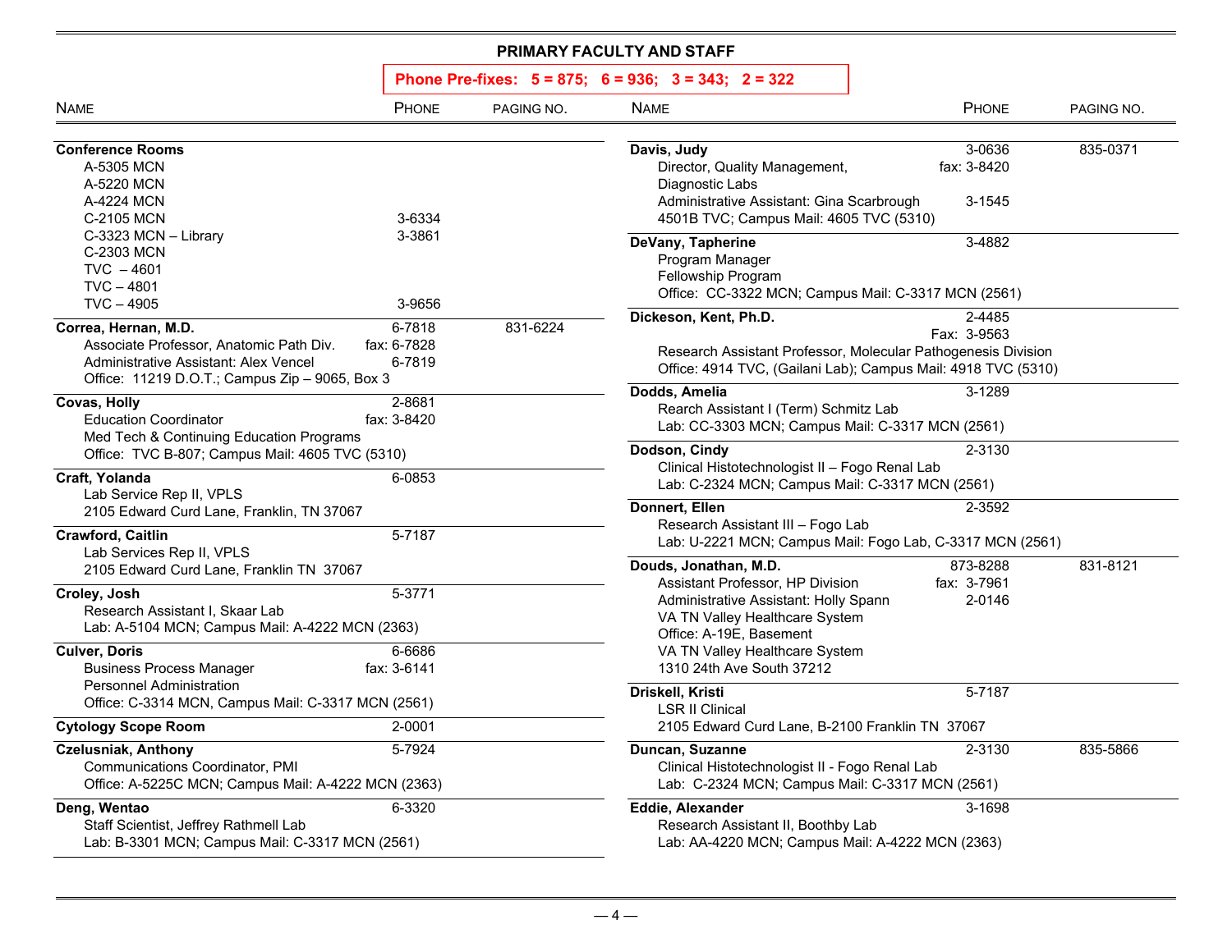## PRIMARY FACULTY AND STAFF

**Phone Pre-fixes: 5 = 875; 6 = 936; 3 = 343; 2 = 322**

| Name | Phone | Paging No. |
|---|---|---|
| **Conference Rooms** | | |
| A-5305 MCN | | |
| A-5220 MCN | | |
| A-4224 MCN | | |
| C-2105 MCN | 3-6334 | |
| C-3323 MCN – Library | 3-3861 | |
| C-2303 MCN | | |
| TVC – 4601 | | |
| TVC – 4801 | | |
| TVC – 4905 | 3-9656 | |
| **Correa, Hernan, M.D.** | 6-7818 | 831-6224 |
| Associate Professor, Anatomic Path Div. | fax: 6-7828 | |
| Administrative Assistant: Alex Vencel | 6-7819 | |
| Office: 11219 D.O.T.; Campus Zip – 9065, Box 3 | | |
| **Covas, Holly** | 2-8681 | |
| Education Coordinator | fax: 3-8420 | |
| Med Tech & Continuing Education Programs | | |
| Office: TVC B-807; Campus Mail: 4605 TVC (5310) | | |
| **Craft, Yolanda** | 6-0853 | |
| Lab Service Rep II, VPLS | | |
| 2105 Edward Curd Lane, Franklin, TN 37067 | | |
| **Crawford, Caitlin** | 5-7187 | |
| Lab Services Rep II, VPLS | | |
| 2105 Edward Curd Lane, Franklin TN 37067 | | |
| **Croley, Josh** | 5-3771 | |
| Research Assistant I, Skaar Lab | | |
| Lab: A-5104 MCN; Campus Mail: A-4222 MCN (2363) | | |
| **Culver, Doris** | 6-6686 | |
| Business Process Manager | fax: 3-6141 | |
| Personnel Administration | | |
| Office: C-3314 MCN, Campus Mail: C-3317 MCN (2561) | | |
| **Cytology Scope Room** | 2-0001 | |
| **Czelusniak, Anthony** | 5-7924 | |
| Communications Coordinator, PMI | | |
| Office: A-5225C MCN; Campus Mail: A-4222 MCN (2363) | | |
| **Deng, Wentao** | 6-3320 | |
| Staff Scientist, Jeffrey Rathmell Lab | | |
| Lab: B-3301 MCN; Campus Mail: C-3317 MCN (2561) | | |
| **Davis, Judy** | 3-0636 | 835-0371 |
| Director, Quality Management, | fax: 3-8420 | |
| Diagnostic Labs | | |
| Administrative Assistant: Gina Scarbrough | 3-1545 | |
| 4501B TVC; Campus Mail: 4605 TVC (5310) | | |
| **DeVany, Tapherine** | 3-4882 | |
| Program Manager | | |
| Fellowship Program | | |
| Office: CC-3322 MCN; Campus Mail: C-3317 MCN (2561) | | |
| **Dickeson, Kent, Ph.D.** | 2-4485 | |
| | Fax: 3-9563 | |
| Research Assistant Professor, Molecular Pathogenesis Division | | |
| Office: 4914 TVC, (Gailani Lab); Campus Mail: 4918 TVC (5310) | | |
| **Dodds, Amelia** | 3-1289 | |
| Rearch Assistant I (Term) Schmitz Lab | | |
| Lab: CC-3303 MCN; Campus Mail: C-3317 MCN (2561) | | |
| **Dodson, Cindy** | 2-3130 | |
| Clinical Histotechnologist II – Fogo Renal Lab | | |
| Lab: C-2324 MCN; Campus Mail: C-3317 MCN (2561) | | |
| **Donnert, Ellen** | 2-3592 | |
| Research Assistant III – Fogo Lab | | |
| Lab: U-2221 MCN; Campus Mail: Fogo Lab, C-3317 MCN (2561) | | |
| **Douds, Jonathan, M.D.** | 873-8288 | 831-8121 |
| Assistant Professor, HP Division | fax: 3-7961 | |
| Administrative Assistant: Holly Spann | 2-0146 | |
| VA TN Valley Healthcare System | | |
| Office: A-19E, Basement | | |
| VA TN Valley Healthcare System | | |
| 1310 24th Ave South 37212 | | |
| **Driskell, Kristi** | 5-7187 | |
| LSR II Clinical | | |
| 2105 Edward Curd Lane, B-2100 Franklin TN 37067 | | |
| **Duncan, Suzanne** | 2-3130 | 835-5866 |
| Clinical Histotechnologist II - Fogo Renal Lab | | |
| Lab: C-2324 MCN; Campus Mail: C-3317 MCN (2561) | | |
| **Eddie, Alexander** | 3-1698 | |
| Research Assistant II, Boothby Lab | | |
| Lab: AA-4220 MCN; Campus Mail: A-4222 MCN (2363) | | |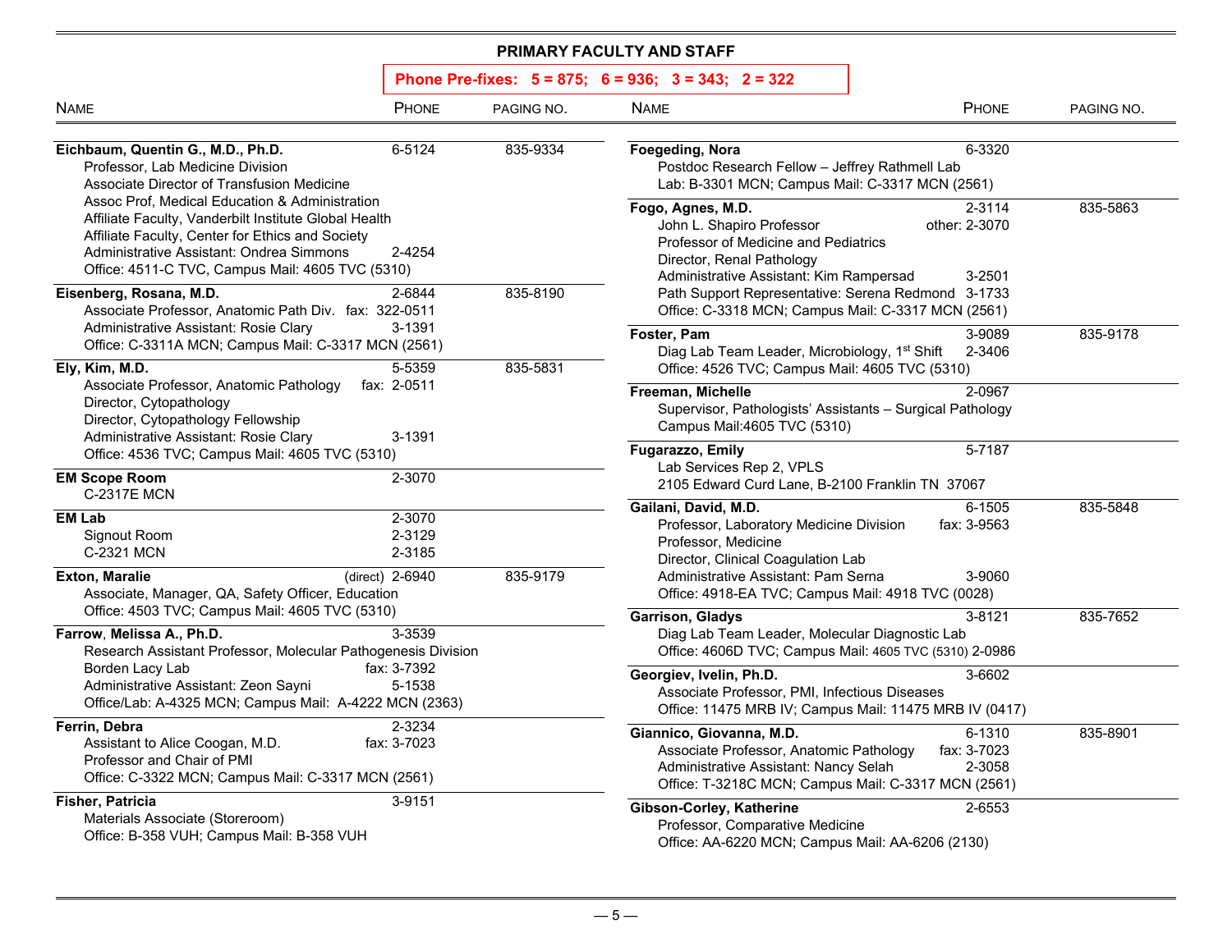## PRIMARY FACULTY AND STAFF

**Phone Pre-fixes: 5 = 875; 6 = 936; 3 = 343; 2 = 322**

| Name | Phone | Paging No. |
|---|---|---|
| **Eichbaum, Quentin G., M.D., Ph.D.** | 6-5124 | 835-9334 |
| Professor, Lab Medicine Division | | |
| Associate Director of Transfusion Medicine | | |
| Assoc Prof, Medical Education & Administration | | |
| Affiliate Faculty, Vanderbilt Institute Global Health | | |
| Affiliate Faculty, Center for Ethics and Society | | |
| Administrative Assistant: Ondrea Simmons | 2-4254 | |
| Office: 4511-C TVC, Campus Mail: 4605 TVC (5310) | | |
| **Eisenberg, Rosana, M.D.** | 2-6844 | 835-8190 |
| Associate Professor, Anatomic Path Div. | fax: 322-0511 | |
| Administrative Assistant: Rosie Clary | 3-1391 | |
| Office: C-3311A MCN; Campus Mail: C-3317 MCN (2561) | | |
| **Ely, Kim, M.D.** | 5-5359 | 835-5831 |
| Associate Professor, Anatomic Pathology | fax: 2-0511 | |
| Director, Cytopathology | | |
| Director, Cytopathology Fellowship | | |
| Administrative Assistant: Rosie Clary | 3-1391 | |
| Office: 4536 TVC; Campus Mail: 4605 TVC (5310) | | |
| **EM Scope Room** | 2-3070 | |
| C-2317E MCN | | |
| **EM Lab** | 2-3070 | |
| Signout Room | 2-3129 | |
| C-2321 MCN | 2-3185 | |
| **Exton, Maralie** | (direct) 2-6940 | 835-9179 |
| Associate, Manager, QA, Safety Officer, Education | | |
| Office: 4503 TVC; Campus Mail: 4605 TVC (5310) | | |
| **Farrow, Melissa A., Ph.D.** | 3-3539 | |
| Research Assistant Professor, Molecular Pathogenesis Division | | |
| Borden Lacy Lab | fax: 3-7392 | |
| Administrative Assistant: Zeon Sayni | 5-1538 | |
| Office/Lab: A-4325 MCN; Campus Mail: A-4222 MCN (2363) | | |
| **Ferrin, Debra** | 2-3234 | |
| Assistant to Alice Coogan, M.D. | fax: 3-7023 | |
| Professor and Chair of PMI | | |
| Office: C-3322 MCN; Campus Mail: C-3317 MCN (2561) | | |
| **Fisher, Patricia** | 3-9151 | |
| Materials Associate (Storeroom) | | |
| Office: B-358 VUH; Campus Mail: B-358 VUH | | |
| **Foegeding, Nora** | 6-3320 | |
| Postdoc Research Fellow – Jeffrey Rathmell Lab | | |
| Lab: B-3301 MCN; Campus Mail: C-3317 MCN (2561) | | |
| **Fogo, Agnes, M.D.** | 2-3114 | 835-5863 |
| John L. Shapiro Professor | other: 2-3070 | |
| Professor of Medicine and Pediatrics | | |
| Director, Renal Pathology | | |
| Administrative Assistant: Kim Rampersad | 3-2501 | |
| Path Support Representative: Serena Redmond | 3-1733 | |
| Office: C-3318 MCN; Campus Mail: C-3317 MCN (2561) | | |
| **Foster, Pam** | 3-9089 | 835-9178 |
| Diag Lab Team Leader, Microbiology, 1st Shift | 2-3406 | |
| Office: 4526 TVC; Campus Mail: 4605 TVC (5310) | | |
| **Freeman, Michelle** | 2-0967 | |
| Supervisor, Pathologists' Assistants – Surgical Pathology | | |
| Campus Mail:4605 TVC (5310) | | |
| **Fugarazzo, Emily** | 5-7187 | |
| Lab Services Rep 2, VPLS | | |
| 2105 Edward Curd Lane, B-2100 Franklin TN 37067 | | |
| **Gailani, David, M.D.** | 6-1505 | 835-5848 |
| Professor, Laboratory Medicine Division | fax: 3-9563 | |
| Professor, Medicine | | |
| Director, Clinical Coagulation Lab | | |
| Administrative Assistant: Pam Serna | 3-9060 | |
| Office: 4918-EA TVC; Campus Mail: 4918 TVC (0028) | | |
| **Garrison, Gladys** | 3-8121 | 835-7652 |
| Diag Lab Team Leader, Molecular Diagnostic Lab | | |
| Office: 4606D TVC; Campus Mail: 4605 TVC (5310) 2-0986 | | |
| **Georgiev, Ivelin, Ph.D.** | 3-6602 | |
| Associate Professor, PMI, Infectious Diseases | | |
| Office: 11475 MRB IV; Campus Mail: 11475 MRB IV (0417) | | |
| **Giannico, Giovanna, M.D.** | 6-1310 | 835-8901 |
| Associate Professor, Anatomic Pathology | fax: 3-7023 | |
| Administrative Assistant: Nancy Selah | 2-3058 | |
| Office: T-3218C MCN; Campus Mail: C-3317 MCN (2561) | | |
| **Gibson-Corley, Katherine** | 2-6553 | |
| Professor, Comparative Medicine | | |
| Office: AA-6220 MCN; Campus Mail: AA-6206 (2130) | | |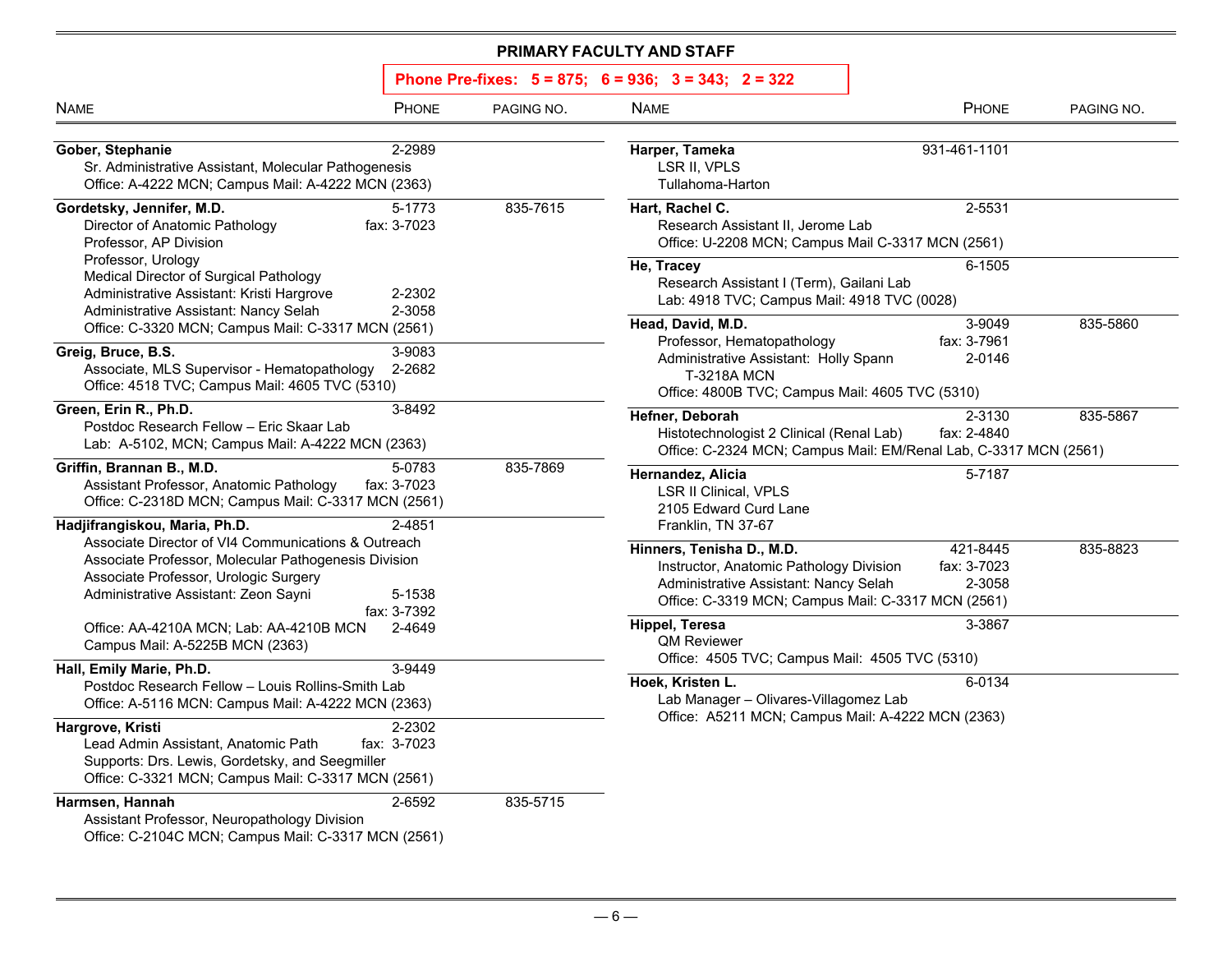## PRIMARY FACULTY AND STAFF

**Phone Pre-fixes: 5 = 875; 6 = 936; 3 = 343; 2 = 322**

| Name | Phone | Paging No. |
|---|---|---|
| **Gober, Stephanie** | 2-2989 | |
| Sr. Administrative Assistant, Molecular Pathogenesis | | |
| Office: A-4222 MCN; Campus Mail: A-4222 MCN (2363) | | |
| **Gordetsky, Jennifer, M.D.** | 5-1773 | 835-7615 |
| Director of Anatomic Pathology | fax: 3-7023 | |
| Professor, AP Division | | |
| Professor, Urology | | |
| Medical Director of Surgical Pathology | | |
| Administrative Assistant: Kristi Hargrove | 2-2302 | |
| Administrative Assistant: Nancy Selah | 2-3058 | |
| Office: C-3320 MCN; Campus Mail: C-3317 MCN (2561) | | |
| **Greig, Bruce, B.S.** | 3-9083 | |
| Associate, MLS Supervisor - Hematopathology | 2-2682 | |
| Office: 4518 TVC; Campus Mail: 4605 TVC (5310) | | |
| **Green, Erin R., Ph.D.** | 3-8492 | |
| Postdoc Research Fellow – Eric Skaar Lab | | |
| Lab: A-5102, MCN; Campus Mail: A-4222 MCN (2363) | | |
| **Griffin, Brannan B., M.D.** | 5-0783 | 835-7869 |
| Assistant Professor, Anatomic Pathology | fax: 3-7023 | |
| Office: C-2318D MCN; Campus Mail: C-3317 MCN (2561) | | |
| **Hadjifrangiskou, Maria, Ph.D.** | 2-4851 | |
| Associate Director of VI4 Communications & Outreach | | |
| Associate Professor, Molecular Pathogenesis Division | | |
| Associate Professor, Urologic Surgery | | |
| Administrative Assistant: Zeon Sayni | 5-1538 | |
| | fax: 3-7392 | |
| Office: AA-4210A MCN; Lab: AA-4210B MCN | 2-4649 | |
| Campus Mail: A-5225B MCN (2363) | | |
| **Hall, Emily Marie, Ph.D.** | 3-9449 | |
| Postdoc Research Fellow – Louis Rollins-Smith Lab | | |
| Office: A-5116 MCN: Campus Mail: A-4222 MCN (2363) | | |
| **Hargrove, Kristi** | 2-2302 | |
| Lead Admin Assistant, Anatomic Path | fax: 3-7023 | |
| Supports: Drs. Lewis, Gordetsky, and Seegmiller | | |
| Office: C-3321 MCN; Campus Mail: C-3317 MCN (2561) | | |
| **Harmsen, Hannah** | 2-6592 | 835-5715 |
| Assistant Professor, Neuropathology Division | | |
| Office: C-2104C MCN; Campus Mail: C-3317 MCN (2561) | | |
| **Harper, Tameka** | 931-461-1101 | |
| LSR II, VPLS | | |
| Tullahoma-Harton | | |
| **Hart, Rachel C.** | 2-5531 | |
| Research Assistant II, Jerome Lab | | |
| Office: U-2208 MCN; Campus Mail C-3317 MCN (2561) | | |
| **He, Tracey** | 6-1505 | |
| Research Assistant I (Term), Gailani Lab | | |
| Lab: 4918 TVC; Campus Mail: 4918 TVC (0028) | | |
| **Head, David, M.D.** | 3-9049 | 835-5860 |
| Professor, Hematopathology | fax: 3-7961 | |
| Administrative Assistant: Holly Spann | 2-0146 | |
| T-3218A MCN | | |
| Office: 4800B TVC; Campus Mail: 4605 TVC (5310) | | |
| **Hefner, Deborah** | 2-3130 | 835-5867 |
| Histotechnologist 2 Clinical (Renal Lab) | fax: 2-4840 | |
| Office: C-2324 MCN; Campus Mail: EM/Renal Lab, C-3317 MCN (2561) | | |
| **Hernandez, Alicia** | 5-7187 | |
| LSR II Clinical, VPLS | | |
| 2105 Edward Curd Lane | | |
| Franklin, TN 37-67 | | |
| **Hinners, Tenisha D., M.D.** | 421-8445 | 835-8823 |
| Instructor, Anatomic Pathology Division | fax: 3-7023 | |
| Administrative Assistant: Nancy Selah | 2-3058 | |
| Office: C-3319 MCN; Campus Mail: C-3317 MCN (2561) | | |
| **Hippel, Teresa** | 3-3867 | |
| QM Reviewer | | |
| Office: 4505 TVC; Campus Mail: 4505 TVC (5310) | | |
| **Hoek, Kristen L.** | 6-0134 | |
| Lab Manager – Olivares-Villagomez Lab | | |
| Office: A5211 MCN; Campus Mail: A-4222 MCN (2363) | | |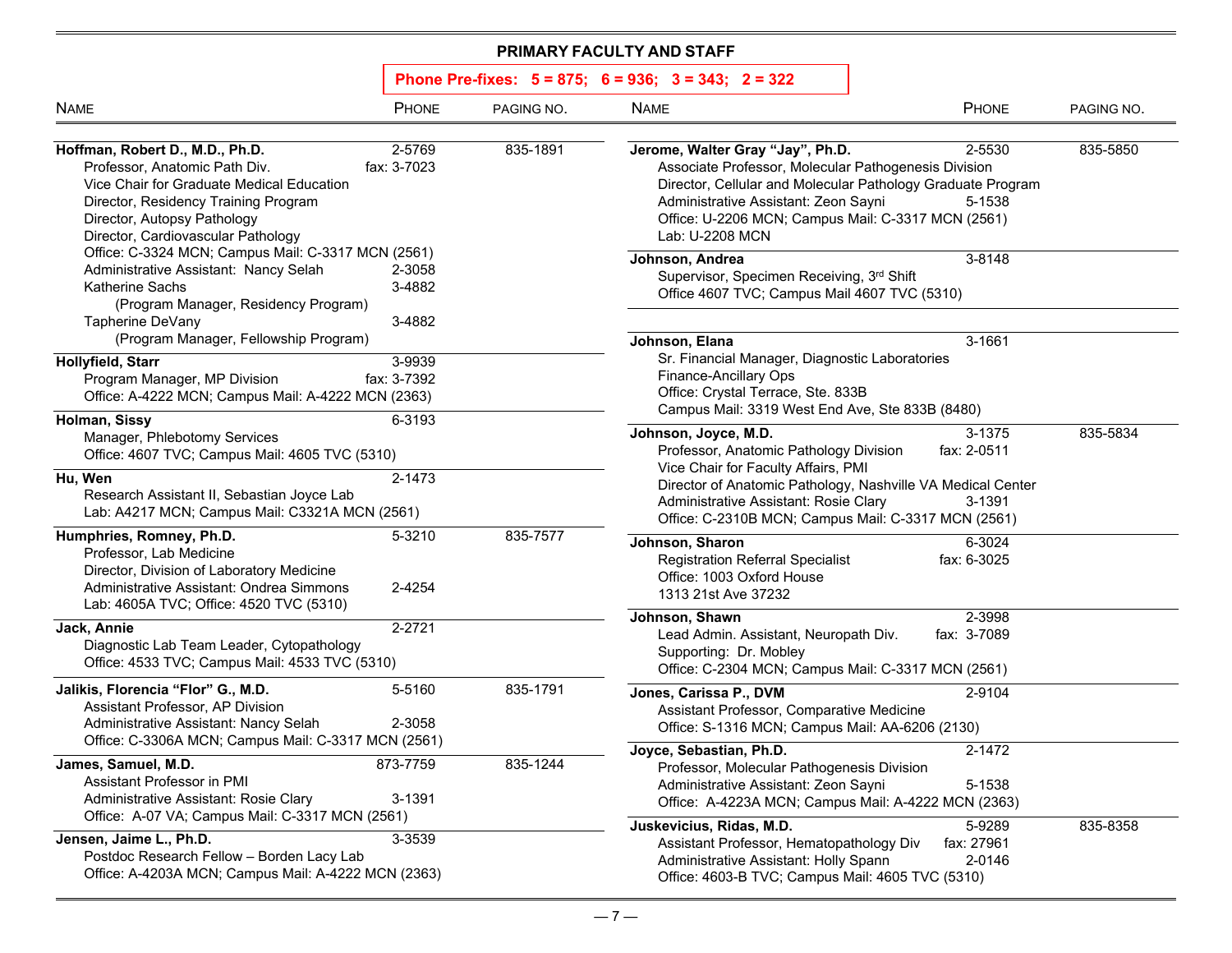## PRIMARY FACULTY AND STAFF

**Phone Pre-fixes: 5 = 875; 6 = 936; 3 = 343; 2 = 322**

| NAME | PHONE | PAGING NO. |
|---|---|---|
| **Hoffman, Robert D., M.D., Ph.D.** | 2-5769 | 835-1891 |
| Professor, Anatomic Path Div. | fax: 3-7023 | |
| Vice Chair for Graduate Medical Education | | |
| Director, Residency Training Program | | |
| Director, Autopsy Pathology | | |
| Director, Cardiovascular Pathology | | |
| Office: C-3324 MCN; Campus Mail: C-3317 MCN (2561) | | |
| Administrative Assistant: Nancy Selah | 2-3058 | |
| Katherine Sachs (Program Manager, Residency Program) | 3-4882 | |
| Tapherine DeVany (Program Manager, Fellowship Program) | 3-4882 | |
| **Hollyfield, Starr** | 3-9939 | |
| Program Manager, MP Division | fax: 3-7392 | |
| Office: A-4222 MCN; Campus Mail: A-4222 MCN (2363) | | |
| **Holman, Sissy** | 6-3193 | |
| Manager, Phlebotomy Services | | |
| Office: 4607 TVC; Campus Mail: 4605 TVC (5310) | | |
| **Hu, Wen** | 2-1473 | |
| Research Assistant II, Sebastian Joyce Lab | | |
| Lab: A4217 MCN; Campus Mail: C3321A MCN (2561) | | |
| **Humphries, Romney, Ph.D.** | 5-3210 | 835-7577 |
| Professor, Lab Medicine | | |
| Director, Division of Laboratory Medicine | | |
| Administrative Assistant: Ondrea Simmons | 2-4254 | |
| Lab: 4605A TVC; Office: 4520 TVC (5310) | | |
| **Jack, Annie** | 2-2721 | |
| Diagnostic Lab Team Leader, Cytopathology | | |
| Office: 4533 TVC; Campus Mail: 4533 TVC (5310) | | |
| **Jalikis, Florencia "Flor" G., M.D.** | 5-5160 | 835-1791 |
| Assistant Professor, AP Division | | |
| Administrative Assistant: Nancy Selah | 2-3058 | |
| Office: C-3306A MCN; Campus Mail: C-3317 MCN (2561) | | |
| **James, Samuel, M.D.** | 873-7759 | 835-1244 |
| Assistant Professor in PMI | | |
| Administrative Assistant: Rosie Clary | 3-1391 | |
| Office: A-07 VA; Campus Mail: C-3317 MCN (2561) | | |
| **Jensen, Jaime L., Ph.D.** | 3-3539 | |
| Postdoc Research Fellow – Borden Lacy Lab | | |
| Office: A-4203A MCN; Campus Mail: A-4222 MCN (2363) | | |
| **Jerome, Walter Gray "Jay", Ph.D.** | 2-5530 | 835-5850 |
| Associate Professor, Molecular Pathogenesis Division | | |
| Director, Cellular and Molecular Pathology Graduate Program | | |
| Administrative Assistant: Zeon Sayni | 5-1538 | |
| Office: U-2206 MCN; Campus Mail: C-3317 MCN (2561) | | |
| Lab: U-2208 MCN | | |
| **Johnson, Andrea** | 3-8148 | |
| Supervisor, Specimen Receiving, 3rd Shift | | |
| Office 4607 TVC; Campus Mail 4607 TVC (5310) | | |
| **Johnson, Elana** | 3-1661 | |
| Sr. Financial Manager, Diagnostic Laboratories | | |
| Finance-Ancillary Ops | | |
| Office: Crystal Terrace, Ste. 833B | | |
| Campus Mail: 3319 West End Ave, Ste 833B (8480) | | |
| **Johnson, Joyce, M.D.** | 3-1375 | 835-5834 |
| Professor, Anatomic Pathology Division | fax: 2-0511 | |
| Vice Chair for Faculty Affairs, PMI | | |
| Director of Anatomic Pathology, Nashville VA Medical Center | | |
| Administrative Assistant: Rosie Clary | 3-1391 | |
| Office: C-2310B MCN; Campus Mail: C-3317 MCN (2561) | | |
| **Johnson, Sharon** | 6-3024 | |
| Registration Referral Specialist | fax: 6-3025 | |
| Office: 1003 Oxford House | | |
| 1313 21st Ave 37232 | | |
| **Johnson, Shawn** | 2-3998 | |
| Lead Admin. Assistant, Neuropath Div. | fax: 3-7089 | |
| Supporting: Dr. Mobley | | |
| Office: C-2304 MCN; Campus Mail: C-3317 MCN (2561) | | |
| **Jones, Carissa P., DVM** | 2-9104 | |
| Assistant Professor, Comparative Medicine | | |
| Office: S-1316 MCN; Campus Mail: AA-6206 (2130) | | |
| **Joyce, Sebastian, Ph.D.** | 2-1472 | |
| Professor, Molecular Pathogenesis Division | | |
| Administrative Assistant: Zeon Sayni | 5-1538 | |
| Office: A-4223A MCN; Campus Mail: A-4222 MCN (2363) | | |
| **Juskevicius, Ridas, M.D.** | 5-9289 | 835-8358 |
| Assistant Professor, Hematopathology Div | fax: 27961 | |
| Administrative Assistant: Holly Spann | 2-0146 | |
| Office: 4603-B TVC; Campus Mail: 4605 TVC (5310) | | |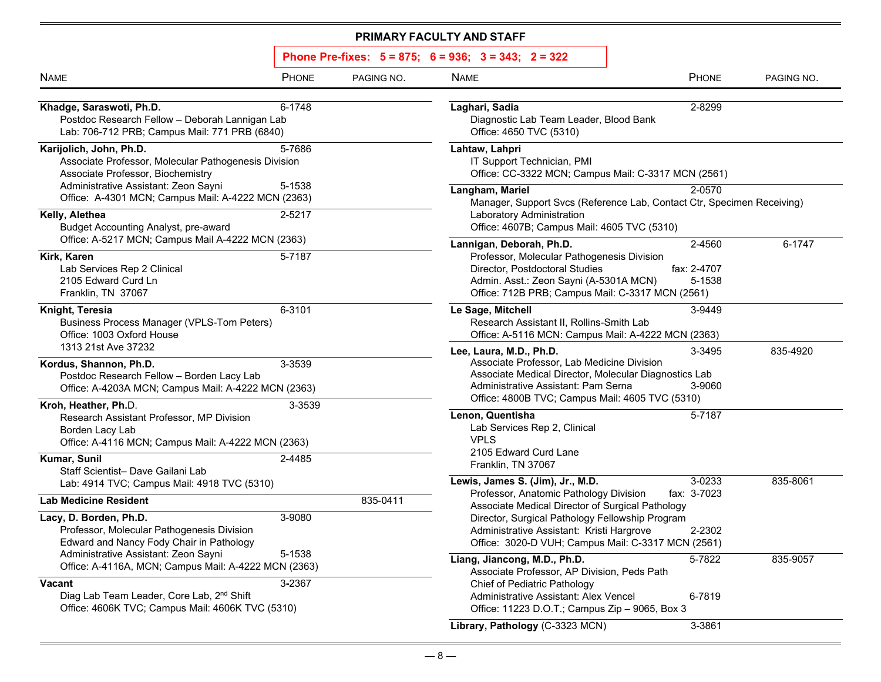## PRIMARY FACULTY AND STAFF

**Phone Pre-fixes: 5 = 875; 6 = 936; 3 = 343; 2 = 322**

| NAME | PHONE | PAGING NO. |
|---|---|---|
| **Khadge, Saraswoti, Ph.D.** | 6-1748 | |
| Postdoc Research Fellow – Deborah Lannigan Lab | | |
| Lab: 706-712 PRB; Campus Mail: 771 PRB (6840) | | |
| **Karijolich, John, Ph.D.** | 5-7686 | |
| Associate Professor, Molecular Pathogenesis Division | | |
| Associate Professor, Biochemistry | | |
| Administrative Assistant: Zeon Sayni | 5-1538 | |
| Office: A-4301 MCN; Campus Mail: A-4222 MCN (2363) | | |
| **Kelly, Alethea** | 2-5217 | |
| Budget Accounting Analyst, pre-award | | |
| Office: A-5217 MCN; Campus Mail A-4222 MCN (2363) | | |
| **Kirk, Karen** | 5-7187 | |
| Lab Services Rep 2 Clinical | | |
| 2105 Edward Curd Ln | | |
| Franklin, TN 37067 | | |
| **Knight, Teresia** | 6-3101 | |
| Business Process Manager (VPLS-Tom Peters) | | |
| Office: 1003 Oxford House | | |
| 1313 21st Ave 37232 | | |
| **Kordus, Shannon, Ph.D.** | 3-3539 | |
| Postdoc Research Fellow – Borden Lacy Lab | | |
| Office: A-4203A MCN; Campus Mail: A-4222 MCN (2363) | | |
| **Kroh, Heather, Ph.**D. | 3-3539 | |
| Research Assistant Professor, MP Division | | |
| Borden Lacy Lab | | |
| Office: A-4116 MCN; Campus Mail: A-4222 MCN (2363) | | |
| **Kumar, Sunil** | 2-4485 | |
| Staff Scientist– Dave Gailani Lab | | |
| Lab: 4914 TVC; Campus Mail: 4918 TVC (5310) | | |
| **Lab Medicine Resident** | | 835-0411 |
| **Lacy, D. Borden, Ph.D.** | 3-9080 | |
| Professor, Molecular Pathogenesis Division | | |
| Edward and Nancy Fody Chair in Pathology | | |
| Administrative Assistant: Zeon Sayni | 5-1538 | |
| Office: A-4116A, MCN; Campus Mail: A-4222 MCN (2363) | | |
| **Vacant** | 3-2367 | |
| Diag Lab Team Leader, Core Lab, 2nd Shift | | |
| Office: 4606K TVC; Campus Mail: 4606K TVC (5310) | | |
| **Laghari, Sadia** | 2-8299 | |
| Diagnostic Lab Team Leader, Blood Bank | | |
| Office: 4650 TVC (5310) | | |
| **Lahtaw, Lahpri** | | |
| IT Support Technician, PMI | | |
| Office: CC-3322 MCN; Campus Mail: C-3317 MCN (2561) | | |
| **Langham, Mariel** | 2-0570 | |
| Manager, Support Svcs (Reference Lab, Contact Ctr, Specimen Receiving) | | |
| Laboratory Administration | | |
| Office: 4607B; Campus Mail: 4605 TVC (5310) | | |
| **Lannigan, Deborah, Ph.D.** | 2-4560 | 6-1747 |
| Professor, Molecular Pathogenesis Division | | |
| Director, Postdoctoral Studies | fax: 2-4707 | |
| Admin. Asst.: Zeon Sayni (A-5301A MCN) | 5-1538 | |
| Office: 712B PRB; Campus Mail: C-3317 MCN (2561) | | |
| **Le Sage, Mitchell** | 3-9449 | |
| Research Assistant II, Rollins-Smith Lab | | |
| Office: A-5116 MCN: Campus Mail: A-4222 MCN (2363) | | |
| **Lee, Laura, M.D., Ph.D.** | 3-3495 | 835-4920 |
| Associate Professor, Lab Medicine Division | | |
| Associate Medical Director, Molecular Diagnostics Lab | | |
| Administrative Assistant: Pam Serna | 3-9060 | |
| Office: 4800B TVC; Campus Mail: 4605 TVC (5310) | | |
| **Lenon, Quentisha** | 5-7187 | |
| Lab Services Rep 2, Clinical | | |
| VPLS | | |
| 2105 Edward Curd Lane | | |
| Franklin, TN 37067 | | |
| **Lewis, James S. (Jim), Jr., M.D.** | 3-0233 | 835-8061 |
| Professor, Anatomic Pathology Division | fax: 3-7023 | |
| Associate Medical Director of Surgical Pathology | | |
| Director, Surgical Pathology Fellowship Program | | |
| Administrative Assistant: Kristi Hargrove | 2-2302 | |
| Office: 3020-D VUH; Campus Mail: C-3317 MCN (2561) | | |
| **Liang, Jiancong, M.D., Ph.D.** | 5-7822 | 835-9057 |
| Associate Professor, AP Division, Peds Path | | |
| Chief of Pediatric Pathology | | |
| Administrative Assistant: Alex Vencel | 6-7819 | |
| Office: 11223 D.O.T.; Campus Zip – 9065, Box 3 | | |
| **Library, Pathology** (C-3323 MCN) | 3-3861 | |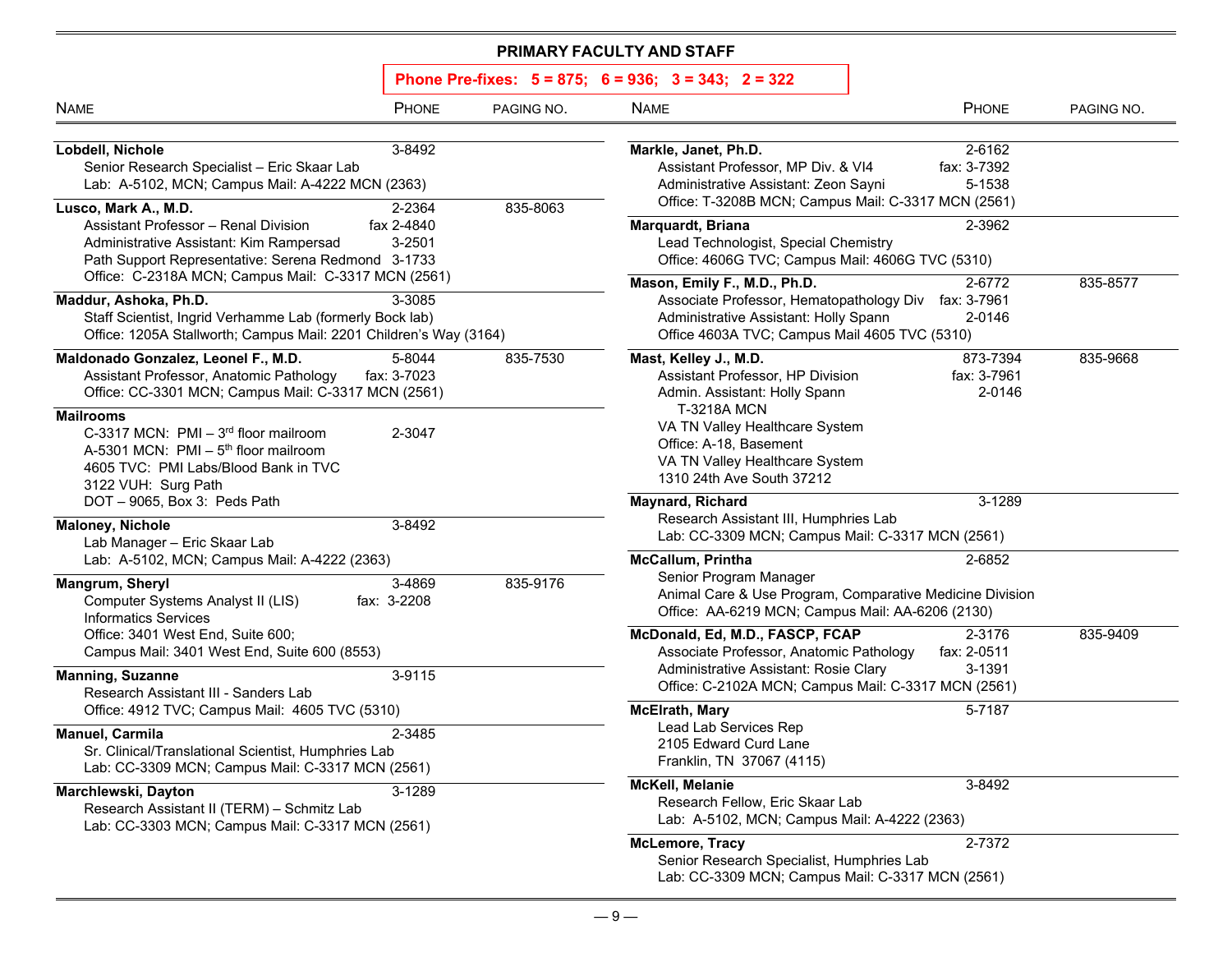## PRIMARY FACULTY AND STAFF

**Phone Pre-fixes: 5 = 875; 6 = 936; 3 = 343; 2 = 322**

| NAME | PHONE | PAGING NO. |
|---|---|---|
| **Lobdell, Nichole** | 3-8492 | |
| Senior Research Specialist – Eric Skaar Lab | | |
| Lab: A-5102, MCN; Campus Mail: A-4222 MCN (2363) | | |
| **Lusco, Mark A., M.D.** | 2-2364 | 835-8063 |
| Assistant Professor – Renal Division | fax 2-4840 | |
| Administrative Assistant: Kim Rampersad | 3-2501 | |
| Path Support Representative: Serena Redmond | 3-1733 | |
| Office: C-2318A MCN; Campus Mail: C-3317 MCN (2561) | | |
| **Maddur, Ashoka, Ph.D.** | 3-3085 | |
| Staff Scientist, Ingrid Verhamme Lab (formerly Bock lab) | | |
| Office: 1205A Stallworth; Campus Mail: 2201 Children's Way (3164) | | |
| **Maldonado Gonzalez, Leonel F., M.D.** | 5-8044 | 835-7530 |
| Assistant Professor, Anatomic Pathology | fax: 3-7023 | |
| Office: CC-3301 MCN; Campus Mail: C-3317 MCN (2561) | | |
| **Mailrooms** | | |
| C-3317 MCN: PMI – 3rd floor mailroom | 2-3047 | |
| A-5301 MCN: PMI – 5th floor mailroom | | |
| 4605 TVC: PMI Labs/Blood Bank in TVC | | |
| 3122 VUH: Surg Path | | |
| DOT – 9065, Box 3: Peds Path | | |
| **Maloney, Nichole** | 3-8492 | |
| Lab Manager – Eric Skaar Lab | | |
| Lab: A-5102, MCN; Campus Mail: A-4222 (2363) | | |
| **Mangrum, Sheryl** | 3-4869 | 835-9176 |
| Computer Systems Analyst II (LIS) | fax: 3-2208 | |
| Informatics Services | | |
| Office: 3401 West End, Suite 600; | | |
| Campus Mail: 3401 West End, Suite 600 (8553) | | |
| **Manning, Suzanne** | 3-9115 | |
| Research Assistant III - Sanders Lab | | |
| Office: 4912 TVC; Campus Mail: 4605 TVC (5310) | | |
| **Manuel, Carmila** | 2-3485 | |
| Sr. Clinical/Translational Scientist, Humphries Lab | | |
| Lab: CC-3309 MCN; Campus Mail: C-3317 MCN (2561) | | |
| **Marchlewski, Dayton** | 3-1289 | |
| Research Assistant II (TERM) – Schmitz Lab | | |
| Lab: CC-3303 MCN; Campus Mail: C-3317 MCN (2561) | | |
| **Markle, Janet, Ph.D.** | 2-6162 | |
| Assistant Professor, MP Div. & VI4 | fax: 3-7392 | |
| Administrative Assistant: Zeon Sayni | 5-1538 | |
| Office: T-3208B MCN; Campus Mail: C-3317 MCN (2561) | | |
| **Marquardt, Briana** | 2-3962 | |
| Lead Technologist, Special Chemistry | | |
| Office: 4606G TVC; Campus Mail: 4606G TVC (5310) | | |
| **Mason, Emily F., M.D., Ph.D.** | 2-6772 | 835-8577 |
| Associate Professor, Hematopathology Div | fax: 3-7961 | |
| Administrative Assistant: Holly Spann | 2-0146 | |
| Office 4603A TVC; Campus Mail 4605 TVC (5310) | | |
| **Mast, Kelley J., M.D.** | 873-7394 | 835-9668 |
| Assistant Professor, HP Division | fax: 3-7961 | |
| Admin. Assistant: Holly Spann | 2-0146 | |
| T-3218A MCN | | |
| VA TN Valley Healthcare System | | |
| Office: A-18, Basement | | |
| VA TN Valley Healthcare System | | |
| 1310 24th Ave South 37212 | | |
| **Maynard, Richard** | 3-1289 | |
| Research Assistant III, Humphries Lab | | |
| Lab: CC-3309 MCN; Campus Mail: C-3317 MCN (2561) | | |
| **McCallum, Printha** | 2-6852 | |
| Senior Program Manager | | |
| Animal Care & Use Program, Comparative Medicine Division | | |
| Office: AA-6219 MCN; Campus Mail: AA-6206 (2130) | | |
| **McDonald, Ed, M.D., FASCP, FCAP** | 2-3176 | 835-9409 |
| Associate Professor, Anatomic Pathology | fax: 2-0511 | |
| Administrative Assistant: Rosie Clary | 3-1391 | |
| Office: C-2102A MCN; Campus Mail: C-3317 MCN (2561) | | |
| **McElrath, Mary** | 5-7187 | |
| Lead Lab Services Rep | | |
| 2105 Edward Curd Lane | | |
| Franklin, TN 37067 (4115) | | |
| **McKell, Melanie** | 3-8492 | |
| Research Fellow, Eric Skaar Lab | | |
| Lab: A-5102, MCN; Campus Mail: A-4222 (2363) | | |
| **McLemore, Tracy** | 2-7372 | |
| Senior Research Specialist, Humphries Lab | | |
| Lab: CC-3309 MCN; Campus Mail: C-3317 MCN (2561) | | |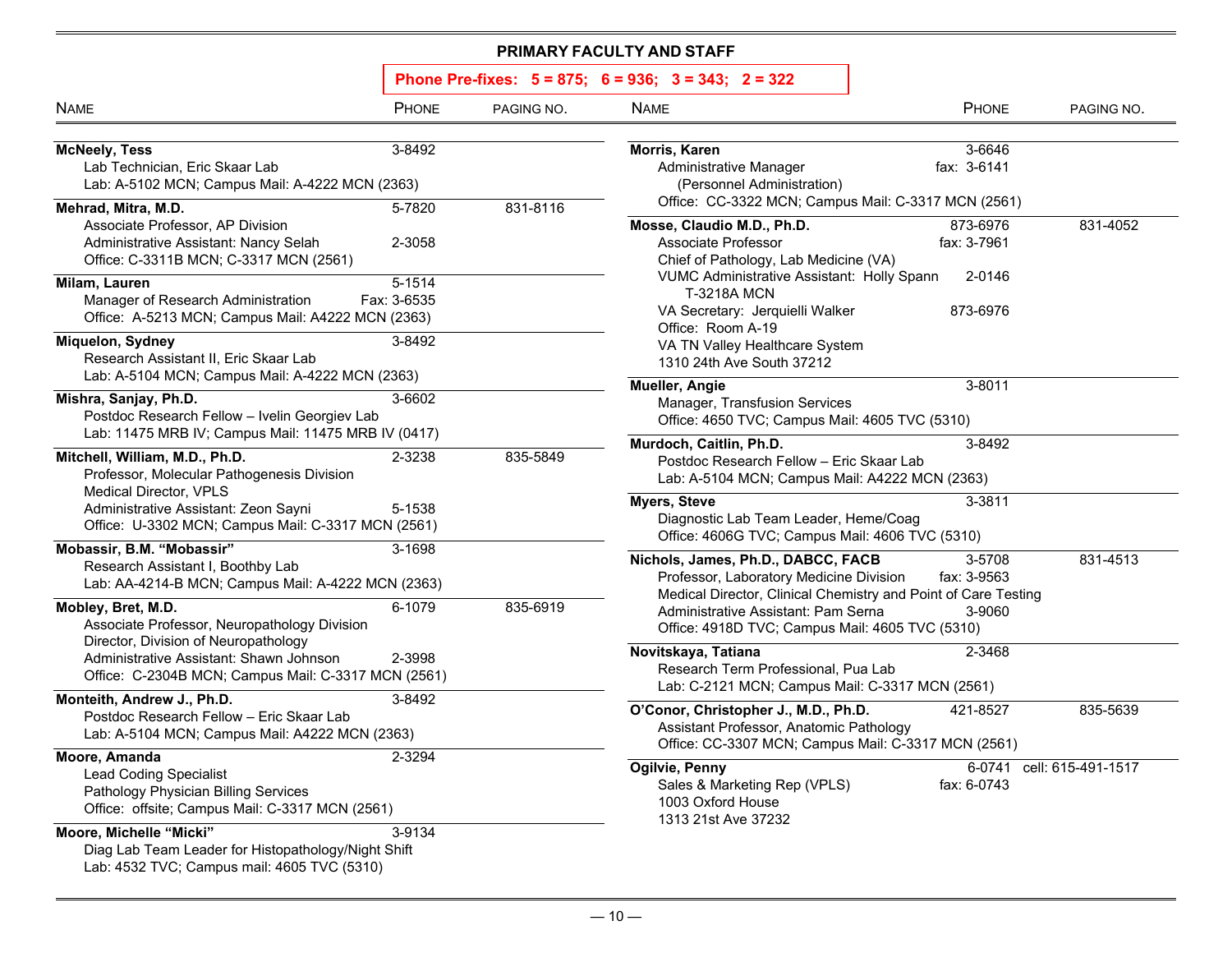## PRIMARY FACULTY AND STAFF

**Phone Pre-fixes: 5 = 875; 6 = 936; 3 = 343; 2 = 322**

| Name | Phone | Paging No. |
|---|---|---|
| **McNeely, Tess** | 3-8492 | |
| Lab Technician, Eric Skaar Lab | | |
| Lab: A-5102 MCN; Campus Mail: A-4222 MCN (2363) | | |
| **Mehrad, Mitra, M.D.** | 5-7820 | 831-8116 |
| Associate Professor, AP Division | | |
| Administrative Assistant: Nancy Selah | 2-3058 | |
| Office: C-3311B MCN; C-3317 MCN (2561) | | |
| **Milam, Lauren** | 5-1514 | |
| Manager of Research Administration | Fax: 3-6535 | |
| Office: A-5213 MCN; Campus Mail: A4222 MCN (2363) | | |
| **Miquelon, Sydney** | 3-8492 | |
| Research Assistant II, Eric Skaar Lab | | |
| Lab: A-5104 MCN; Campus Mail: A-4222 MCN (2363) | | |
| **Mishra, Sanjay, Ph.D.** | 3-6602 | |
| Postdoc Research Fellow – Ivelin Georgiev Lab | | |
| Lab: 11475 MRB IV; Campus Mail: 11475 MRB IV (0417) | | |
| **Mitchell, William, M.D., Ph.D.** | 2-3238 | 835-5849 |
| Professor, Molecular Pathogenesis Division | | |
| Medical Director, VPLS | | |
| Administrative Assistant: Zeon Sayni | 5-1538 | |
| Office: U-3302 MCN; Campus Mail: C-3317 MCN (2561) | | |
| **Mobassir, B.M. "Mobassir"** | 3-1698 | |
| Research Assistant I, Boothby Lab | | |
| Lab: AA-4214-B MCN; Campus Mail: A-4222 MCN (2363) | | |
| **Mobley, Bret, M.D.** | 6-1079 | 835-6919 |
| Associate Professor, Neuropathology Division | | |
| Director, Division of Neuropathology | | |
| Administrative Assistant: Shawn Johnson | 2-3998 | |
| Office: C-2304B MCN; Campus Mail: C-3317 MCN (2561) | | |
| **Monteith, Andrew J., Ph.D.** | 3-8492 | |
| Postdoc Research Fellow – Eric Skaar Lab | | |
| Lab: A-5104 MCN; Campus Mail: A4222 MCN (2363) | | |
| **Moore, Amanda** | 2-3294 | |
| Lead Coding Specialist | | |
| Pathology Physician Billing Services | | |
| Office: offsite; Campus Mail: C-3317 MCN (2561) | | |
| **Moore, Michelle "Micki"** | 3-9134 | |
| Diag Lab Team Leader for Histopathology/Night Shift | | |
| Lab: 4532 TVC; Campus mail: 4605 TVC (5310) | | |
| **Morris, Karen** | 3-6646 | |
| Administrative Manager (Personnel Administration) | fax: 3-6141 | |
| Office: CC-3322 MCN; Campus Mail: C-3317 MCN (2561) | | |
| **Mosse, Claudio M.D., Ph.D.** | 873-6976 | 831-4052 |
| Associate Professor | fax: 3-7961 | |
| Chief of Pathology, Lab Medicine (VA) | | |
| VUMC Administrative Assistant: Holly Spann T-3218A MCN | 2-0146 | |
| VA Secretary: Jerquielli Walker | 873-6976 | |
| Office: Room A-19 | | |
| VA TN Valley Healthcare System | | |
| 1310 24th Ave South 37212 | | |
| **Mueller, Angie** | 3-8011 | |
| Manager, Transfusion Services | | |
| Office: 4650 TVC; Campus Mail: 4605 TVC (5310) | | |
| **Murdoch, Caitlin, Ph.D.** | 3-8492 | |
| Postdoc Research Fellow – Eric Skaar Lab | | |
| Lab: A-5104 MCN; Campus Mail: A4222 MCN (2363) | | |
| **Myers, Steve** | 3-3811 | |
| Diagnostic Lab Team Leader, Heme/Coag | | |
| Office: 4606G TVC; Campus Mail: 4606 TVC (5310) | | |
| **Nichols, James, Ph.D., DABCC, FACB** | 3-5708 | 831-4513 |
| Professor, Laboratory Medicine Division | fax: 3-9563 | |
| Medical Director, Clinical Chemistry and Point of Care Testing | | |
| Administrative Assistant: Pam Serna | 3-9060 | |
| Office: 4918D TVC; Campus Mail: 4605 TVC (5310) | | |
| **Novitskaya, Tatiana** | 2-3468 | |
| Research Term Professional, Pua Lab | | |
| Lab: C-2121 MCN; Campus Mail: C-3317 MCN (2561) | | |
| **O'Conor, Christopher J., M.D., Ph.D.** | 421-8527 | 835-5639 |
| Assistant Professor, Anatomic Pathology | | |
| Office: CC-3307 MCN; Campus Mail: C-3317 MCN (2561) | | |
| **Ogilvie, Penny** | 6-0741 | cell: 615-491-1517 |
| Sales & Marketing Rep (VPLS) | fax: 6-0743 | |
| 1003 Oxford House | | |
| 1313 21st Ave 37232 | | |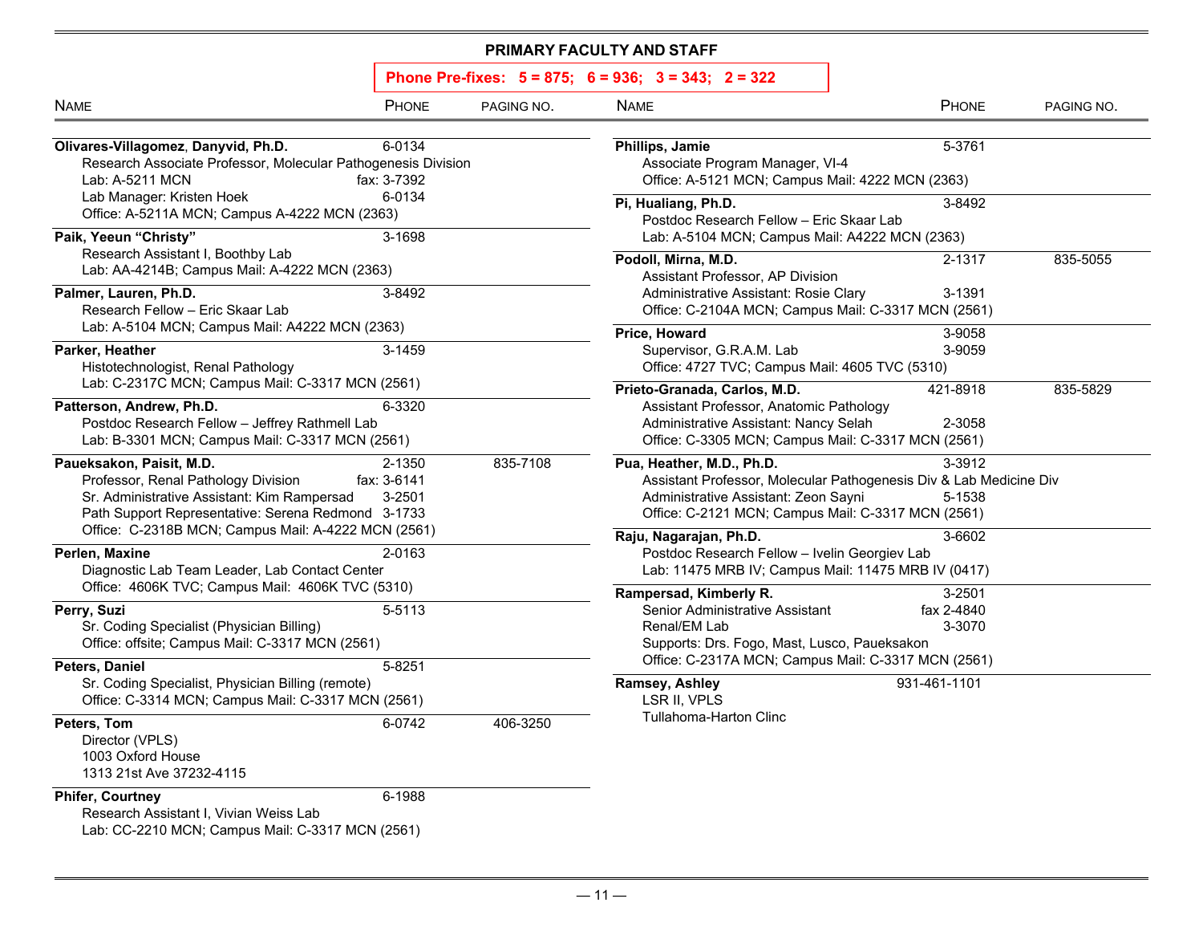## PRIMARY FACULTY AND STAFF

**Phone Pre-fixes: 5 = 875; 6 = 936; 3 = 343; 2 = 322**

| Name | Phone | Paging No. |
|---|---|---|
| **Olivares-Villagomez, Danyvid, Ph.D.** | 6-0134 | |
| Research Associate Professor, Molecular Pathogenesis Division | | |
| Lab: A-5211 MCN | fax: 3-7392 | |
| Lab Manager: Kristen Hoek | 6-0134 | |
| Office: A-5211A MCN; Campus A-4222 MCN (2363) | | |
| **Paik, Yeeun "Christy"** | 3-1698 | |
| Research Assistant I, Boothby Lab | | |
| Lab: AA-4214B; Campus Mail: A-4222 MCN (2363) | | |
| **Palmer, Lauren, Ph.D.** | 3-8492 | |
| Research Fellow – Eric Skaar Lab | | |
| Lab: A-5104 MCN; Campus Mail: A4222 MCN (2363) | | |
| **Parker, Heather** | 3-1459 | |
| Histotechnologist, Renal Pathology | | |
| Lab: C-2317C MCN; Campus Mail: C-3317 MCN (2561) | | |
| **Patterson, Andrew, Ph.D.** | 6-3320 | |
| Postdoc Research Fellow – Jeffrey Rathmell Lab | | |
| Lab: B-3301 MCN; Campus Mail: C-3317 MCN (2561) | | |
| **Paueksakon, Paisit, M.D.** | 2-1350 | 835-7108 |
| Professor, Renal Pathology Division | fax: 3-6141 | |
| Sr. Administrative Assistant: Kim Rampersad | 3-2501 | |
| Path Support Representative: Serena Redmond | 3-1733 | |
| Office: C-2318B MCN; Campus Mail: A-4222 MCN (2561) | | |
| **Perlen, Maxine** | 2-0163 | |
| Diagnostic Lab Team Leader, Lab Contact Center | | |
| Office: 4606K TVC; Campus Mail: 4606K TVC (5310) | | |
| **Perry, Suzi** | 5-5113 | |
| Sr. Coding Specialist (Physician Billing) | | |
| Office: offsite; Campus Mail: C-3317 MCN (2561) | | |
| **Peters, Daniel** | 5-8251 | |
| Sr. Coding Specialist, Physician Billing (remote) | | |
| Office: C-3314 MCN; Campus Mail: C-3317 MCN (2561) | | |
| **Peters, Tom** | 6-0742 | 406-3250 |
| Director (VPLS) | | |
| 1003 Oxford House | | |
| 1313 21st Ave 37232-4115 | | |
| **Phifer, Courtney** | 6-1988 | |
| Research Assistant I, Vivian Weiss Lab | | |
| Lab: CC-2210 MCN; Campus Mail: C-3317 MCN (2561) | | |
| **Phillips, Jamie** | 5-3761 | |
| Associate Program Manager, VI-4 | | |
| Office: A-5121 MCN; Campus Mail: 4222 MCN (2363) | | |
| **Pi, Hualiang, Ph.D.** | 3-8492 | |
| Postdoc Research Fellow – Eric Skaar Lab | | |
| Lab: A-5104 MCN; Campus Mail: A4222 MCN (2363) | | |
| **Podoll, Mirna, M.D.** | 2-1317 | 835-5055 |
| Assistant Professor, AP Division | | |
| Administrative Assistant: Rosie Clary | 3-1391 | |
| Office: C-2104A MCN; Campus Mail: C-3317 MCN (2561) | | |
| **Price, Howard** | 3-9058 | |
| Supervisor, G.R.A.M. Lab | 3-9059 | |
| Office: 4727 TVC; Campus Mail: 4605 TVC (5310) | | |
| **Prieto-Granada, Carlos, M.D.** | 421-8918 | 835-5829 |
| Assistant Professor, Anatomic Pathology | | |
| Administrative Assistant: Nancy Selah | 2-3058 | |
| Office: C-3305 MCN; Campus Mail: C-3317 MCN (2561) | | |
| **Pua, Heather, M.D., Ph.D.** | 3-3912 | |
| Assistant Professor, Molecular Pathogenesis Div & Lab Medicine Div | | |
| Administrative Assistant: Zeon Sayni | 5-1538 | |
| Office: C-2121 MCN; Campus Mail: C-3317 MCN (2561) | | |
| **Raju, Nagarajan, Ph.D.** | 3-6602 | |
| Postdoc Research Fellow – Ivelin Georgiev Lab | | |
| Lab: 11475 MRB IV; Campus Mail: 11475 MRB IV (0417) | | |
| **Rampersad, Kimberly R.** | 3-2501 | |
| Senior Administrative Assistant | fax 2-4840 | |
| Renal/EM Lab | 3-3070 | |
| Supports: Drs. Fogo, Mast, Lusco, Paueksakon | | |
| Office: C-2317A MCN; Campus Mail: C-3317 MCN (2561) | | |
| **Ramsey, Ashley** | 931-461-1101 | |
| LSR II, VPLS | | |
| Tullahoma-Harton Clinc | | |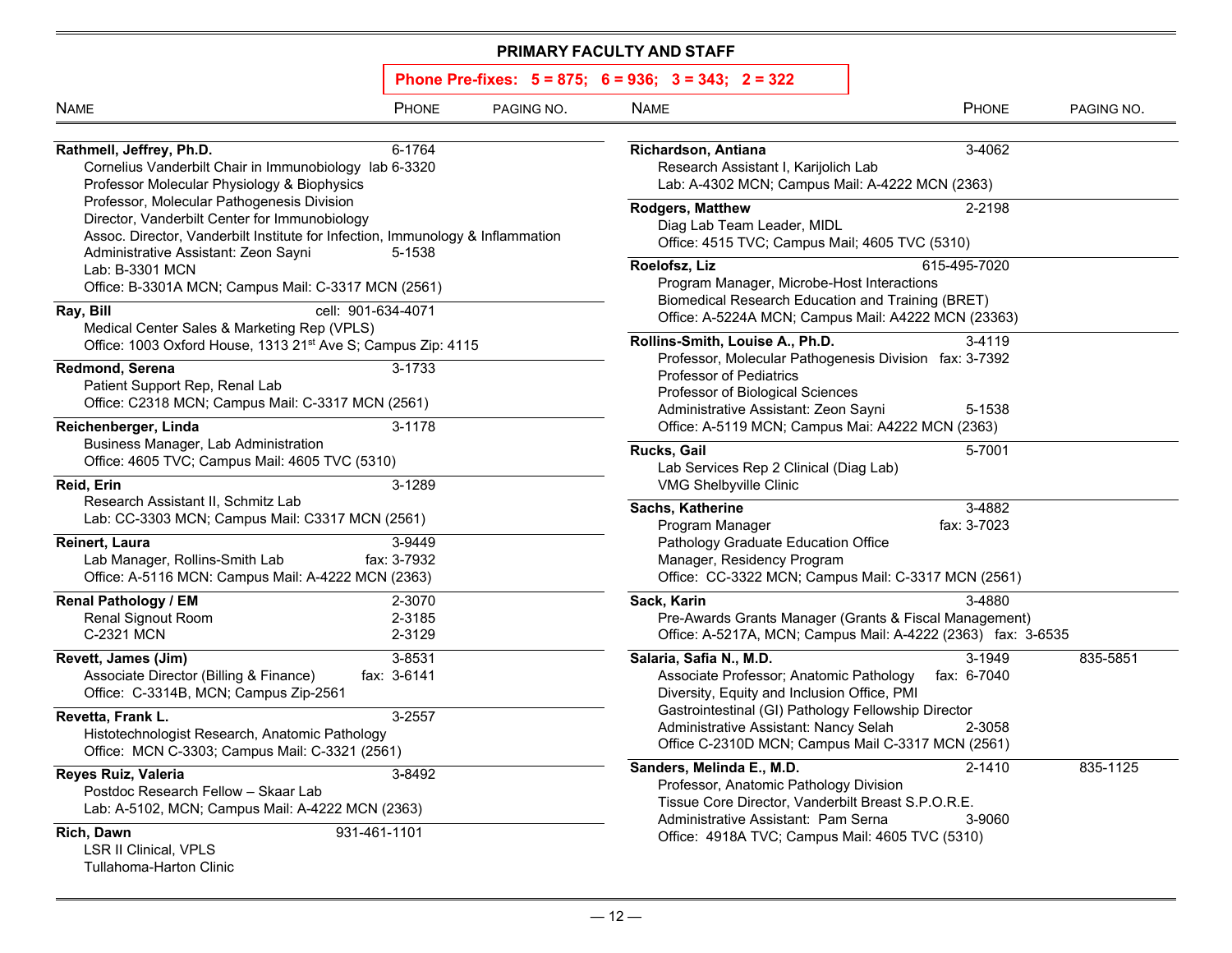## PRIMARY FACULTY AND STAFF

**Phone Pre-fixes: 5 = 875; 6 = 936; 3 = 343; 2 = 322**

| NAME | PHONE | PAGING NO. |
|---|---|---|
| **Rathmell, Jeffrey, Ph.D.** | 6-1764 | |
| Cornelius Vanderbilt Chair in Immunobiology | lab 6-3320 | |
| Professor Molecular Physiology & Biophysics | | |
| Professor, Molecular Pathogenesis Division | | |
| Director, Vanderbilt Center for Immunobiology | | |
| Assoc. Director, Vanderbilt Institute for Infection, Immunology & Inflammation | | |
| Administrative Assistant: Zeon Sayni | 5-1538 | |
| Lab: B-3301 MCN | | |
| Office: B-3301A MCN; Campus Mail: C-3317 MCN (2561) | | |
| **Ray, Bill** | cell: 901-634-4071 | |
| Medical Center Sales & Marketing Rep (VPLS) | | |
| Office: 1003 Oxford House, 1313 21st Ave S; Campus Zip: 4115 | | |
| **Redmond, Serena** | 3-1733 | |
| Patient Support Rep, Renal Lab | | |
| Office: C2318 MCN; Campus Mail: C-3317 MCN (2561) | | |
| **Reichenberger, Linda** | 3-1178 | |
| Business Manager, Lab Administration | | |
| Office: 4605 TVC; Campus Mail: 4605 TVC (5310) | | |
| **Reid, Erin** | 3-1289 | |
| Research Assistant II, Schmitz Lab | | |
| Lab: CC-3303 MCN; Campus Mail: C3317 MCN (2561) | | |
| **Reinert, Laura** | 3-9449 | |
| Lab Manager, Rollins-Smith Lab | fax: 3-7932 | |
| Office: A-5116 MCN: Campus Mail: A-4222 MCN (2363) | | |
| **Renal Pathology / EM** | 2-3070 | |
| Renal Signout Room | 2-3185 | |
| C-2321 MCN | 2-3129 | |
| **Revett, James (Jim)** | 3-8531 | |
| Associate Director (Billing & Finance) | fax: 3-6141 | |
| Office: C-3314B, MCN; Campus Zip-2561 | | |
| **Revetta, Frank L.** | 3-2557 | |
| Histotechnologist Research, Anatomic Pathology | | |
| Office: MCN C-3303; Campus Mail: C-3321 (2561) | | |
| **Reyes Ruiz, Valeria** | 3-8492 | |
| Postdoc Research Fellow – Skaar Lab | | |
| Lab: A-5102, MCN; Campus Mail: A-4222 MCN (2363) | | |
| **Rich, Dawn** | 931-461-1101 | |
| LSR II Clinical, VPLS | | |
| Tullahoma-Harton Clinic | | |
| **Richardson, Antiana** | 3-4062 | |
| Research Assistant I, Karijolich Lab | | |
| Lab: A-4302 MCN; Campus Mail: A-4222 MCN (2363) | | |
| **Rodgers, Matthew** | 2-2198 | |
| Diag Lab Team Leader, MIDL | | |
| Office: 4515 TVC; Campus Mail; 4605 TVC (5310) | | |
| **Roelofsz, Liz** | 615-495-7020 | |
| Program Manager, Microbe-Host Interactions | | |
| Biomedical Research Education and Training (BRET) | | |
| Office: A-5224A MCN; Campus Mail: A4222 MCN (23363) | | |
| **Rollins-Smith, Louise A., Ph.D.** | 3-4119 | |
| Professor, Molecular Pathogenesis Division | fax: 3-7392 | |
| Professor of Pediatrics | | |
| Professor of Biological Sciences | | |
| Administrative Assistant: Zeon Sayni | 5-1538 | |
| Office: A-5119 MCN; Campus Mai: A4222 MCN (2363) | | |
| **Rucks, Gail** | 5-7001 | |
| Lab Services Rep 2 Clinical (Diag Lab) | | |
| VMG Shelbyville Clinic | | |
| **Sachs, Katherine** | 3-4882 | |
| Program Manager | fax: 3-7023 | |
| Pathology Graduate Education Office | | |
| Manager, Residency Program | | |
| Office: CC-3322 MCN; Campus Mail: C-3317 MCN (2561) | | |
| **Sack, Karin** | 3-4880 | |
| Pre-Awards Grants Manager (Grants & Fiscal Management) | | |
| Office: A-5217A, MCN; Campus Mail: A-4222 (2363) fax: 3-6535 | | |
| **Salaria, Safia N., M.D.** | 3-1949 | 835-5851 |
| Associate Professor; Anatomic Pathology | fax: 6-7040 | |
| Diversity, Equity and Inclusion Office, PMI | | |
| Gastrointestinal (GI) Pathology Fellowship Director | | |
| Administrative Assistant: Nancy Selah | 2-3058 | |
| Office C-2310D MCN; Campus Mail C-3317 MCN (2561) | | |
| **Sanders, Melinda E., M.D.** | 2-1410 | 835-1125 |
| Professor, Anatomic Pathology Division | | |
| Tissue Core Director, Vanderbilt Breast S.P.O.R.E. | | |
| Administrative Assistant: Pam Serna | 3-9060 | |
| Office: 4918A TVC; Campus Mail: 4605 TVC (5310) | | |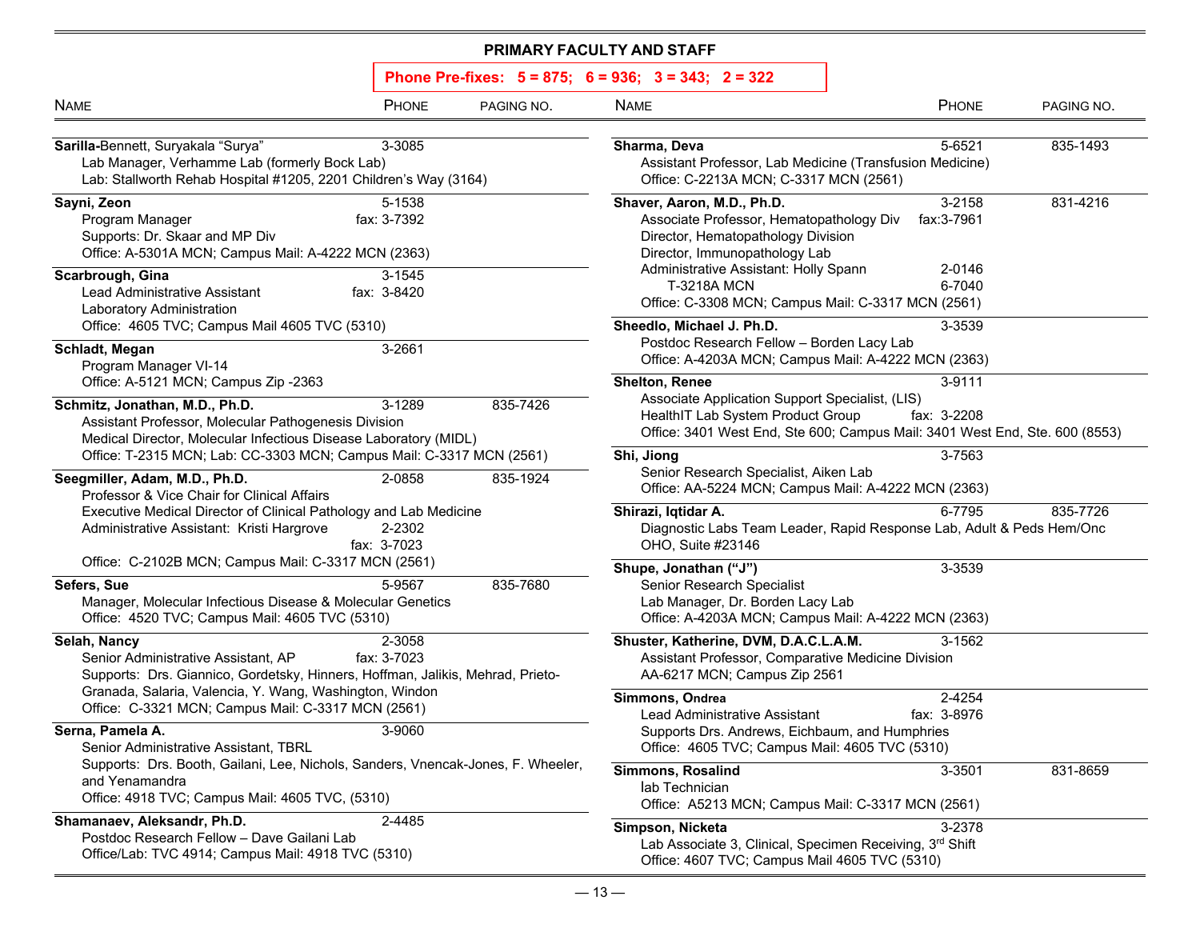## PRIMARY FACULTY AND STAFF

**Phone Pre-fixes: 5 = 875; 6 = 936; 3 = 343; 2 = 322**

| NAME | PHONE | PAGING NO. |
|---|---|---|
| **Sarilla-Bennett, Suryakala "Surya"** | 3-3085 | |
| Lab Manager, Verhamme Lab (formerly Bock Lab) | | |
| Lab: Stallworth Rehab Hospital #1205, 2201 Children's Way (3164) | | |
| **Sayni, Zeon** | 5-1538 | |
| Program Manager | fax: 3-7392 | |
| Supports: Dr. Skaar and MP Div | | |
| Office: A-5301A MCN; Campus Mail: A-4222 MCN (2363) | | |
| **Scarbrough, Gina** | 3-1545 | |
| Lead Administrative Assistant | fax: 3-8420 | |
| Laboratory Administration | | |
| Office: 4605 TVC; Campus Mail 4605 TVC (5310) | | |
| **Schladt, Megan** | 3-2661 | |
| Program Manager VI-14 | | |
| Office: A-5121 MCN; Campus Zip -2363 | | |
| **Schmitz, Jonathan, M.D., Ph.D.** | 3-1289 | 835-7426 |
| Assistant Professor, Molecular Pathogenesis Division | | |
| Medical Director, Molecular Infectious Disease Laboratory (MIDL) | | |
| Office: T-2315 MCN; Lab: CC-3303 MCN; Campus Mail: C-3317 MCN (2561) | | |
| **Seegmiller, Adam, M.D., Ph.D.** | 2-0858 | 835-1924 |
| Professor & Vice Chair for Clinical Affairs | | |
| Executive Medical Director of Clinical Pathology and Lab Medicine | | |
| Administrative Assistant: Kristi Hargrove | 2-2302 | |
| | fax: 3-7023 | |
| Office: C-2102B MCN; Campus Mail: C-3317 MCN (2561) | | |
| **Sefers, Sue** | 5-9567 | 835-7680 |
| Manager, Molecular Infectious Disease & Molecular Genetics | | |
| Office: 4520 TVC; Campus Mail: 4605 TVC (5310) | | |
| **Selah, Nancy** | 2-3058 | |
| Senior Administrative Assistant, AP | fax: 3-7023 | |
| Supports: Drs. Giannico, Gordetsky, Hinners, Hoffman, Jalikis, Mehrad, Prieto-Granada, Salaria, Valencia, Y. Wang, Washington, Windon | | |
| Office: C-3321 MCN; Campus Mail: C-3317 MCN (2561) | | |
| **Serna, Pamela A.** | 3-9060 | |
| Senior Administrative Assistant, TBRL | | |
| Supports: Drs. Booth, Gailani, Lee, Nichols, Sanders, Vnencak-Jones, F. Wheeler, and Yenamandra | | |
| Office: 4918 TVC; Campus Mail: 4605 TVC, (5310) | | |
| **Shamanaev, Aleksandr, Ph.D.** | 2-4485 | |
| Postdoc Research Fellow – Dave Gailani Lab | | |
| Office/Lab: TVC 4914; Campus Mail: 4918 TVC (5310) | | |
| **Sharma, Deva** | 5-6521 | 835-1493 |
| Assistant Professor, Lab Medicine (Transfusion Medicine) | | |
| Office: C-2213A MCN; C-3317 MCN (2561) | | |
| **Shaver, Aaron, M.D., Ph.D.** | 3-2158 | 831-4216 |
| Associate Professor, Hematopathology Div | fax:3-7961 | |
| Director, Hematopathology Division | | |
| Director, Immunopathology Lab | | |
| Administrative Assistant: Holly Spann | 2-0146 | |
| T-3218A MCN | 6-7040 | |
| Office: C-3308 MCN; Campus Mail: C-3317 MCN (2561) | | |
| **Sheedlo, Michael J. Ph.D.** | 3-3539 | |
| Postdoc Research Fellow – Borden Lacy Lab | | |
| Office: A-4203A MCN; Campus Mail: A-4222 MCN (2363) | | |
| **Shelton, Renee** | 3-9111 | |
| Associate Application Support Specialist, (LIS) | | |
| HealthIT Lab System Product Group | fax: 3-2208 | |
| Office: 3401 West End, Ste 600; Campus Mail: 3401 West End, Ste. 600 (8553) | | |
| **Shi, Jiong** | 3-7563 | |
| Senior Research Specialist, Aiken Lab | | |
| Office: AA-5224 MCN; Campus Mail: A-4222 MCN (2363) | | |
| **Shirazi, Iqtidar A.** | 6-7795 | 835-7726 |
| Diagnostic Labs Team Leader, Rapid Response Lab, Adult & Peds Hem/Onc OHO, Suite #23146 | | |
| **Shupe, Jonathan ("J")** | 3-3539 | |
| Senior Research Specialist | | |
| Lab Manager, Dr. Borden Lacy Lab | | |
| Office: A-4203A MCN; Campus Mail: A-4222 MCN (2363) | | |
| **Shuster, Katherine, DVM, D.A.C.L.A.M.** | 3-1562 | |
| Assistant Professor, Comparative Medicine Division | | |
| AA-6217 MCN; Campus Zip 2561 | | |
| **Simmons, Ondrea** | 2-4254 | |
| Lead Administrative Assistant | fax: 3-8976 | |
| Supports Drs. Andrews, Eichbaum, and Humphries | | |
| Office: 4605 TVC; Campus Mail: 4605 TVC (5310) | | |
| **Simmons, Rosalind** | 3-3501 | 831-8659 |
| lab Technician | | |
| Office: A5213 MCN; Campus Mail: C-3317 MCN (2561) | | |
| **Simpson, Nicketa** | 3-2378 | |
| Lab Associate 3, Clinical, Specimen Receiving, 3rd Shift | | |
| Office: 4607 TVC; Campus Mail 4605 TVC (5310) | | |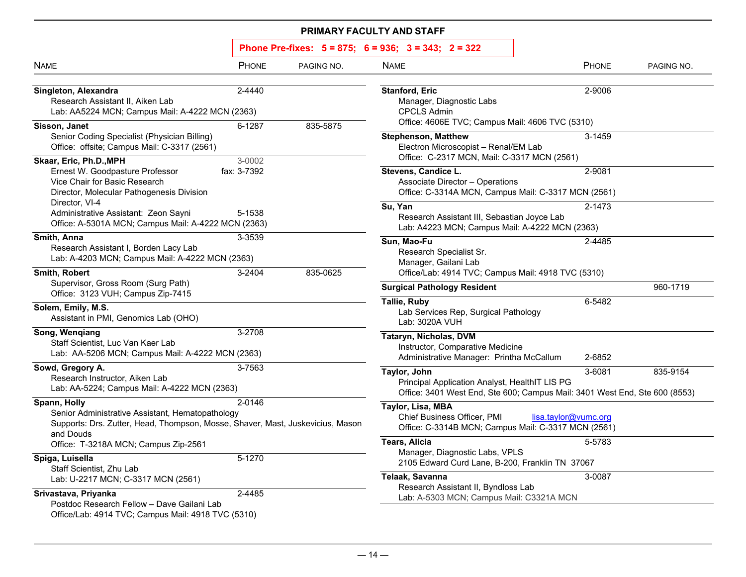## PRIMARY FACULTY AND STAFF

**Phone Pre-fixes: 5 = 875; 6 = 936; 3 = 343; 2 = 322**

| NAME | PHONE | PAGING NO. |
|---|---|---|
| **Singleton, Alexandra**<br>Research Assistant II, Aiken Lab<br>Lab: AA5224 MCN; Campus Mail: A-4222 MCN (2363) | 2-4440 | |
| **Sisson, Janet**<br>Senior Coding Specialist (Physician Billing)<br>Office: offsite; Campus Mail: C-3317 (2561) | 6-1287 | 835-5875 |
| **Skaar, Eric, Ph.D.,MPH**<br>Ernest W. Goodpasture Professor<br>Vice Chair for Basic Research<br>Director, Molecular Pathogenesis Division<br>Director, VI-4<br>Administrative Assistant: Zeon Sayni<br>Office: A-5301A MCN; Campus Mail: A-4222 MCN (2363) | 3-0002<br>fax: 3-7392<br><br><br><br>5-1538 | |
| **Smith, Anna**<br>Research Assistant I, Borden Lacy Lab<br>Lab: A-4203 MCN; Campus Mail: A-4222 MCN (2363) | 3-3539 | |
| **Smith, Robert**<br>Supervisor, Gross Room (Surg Path)<br>Office: 3123 VUH; Campus Zip-7415 | 3-2404 | 835-0625 |
| **Solem, Emily, M.S.**<br>Assistant in PMI, Genomics Lab (OHO) | | |
| **Song, Wenqiang**<br>Staff Scientist, Luc Van Kaer Lab<br>Lab: AA-5206 MCN; Campus Mail: A-4222 MCN (2363) | 3-2708 | |
| **Sowd, Gregory A.**<br>Research Instructor, Aiken Lab<br>Lab: AA-5224; Campus Mail: A-4222 MCN (2363) | 3-7563 | |
| **Spann, Holly**<br>Senior Administrative Assistant, Hematopathology<br>Supports: Drs. Zutter, Head, Thompson, Mosse, Shaver, Mast, Juskevicius, Mason and Douds<br>Office: T-3218A MCN; Campus Zip-2561 | 2-0146 | |
| **Spiga, Luisella**<br>Staff Scientist, Zhu Lab<br>Lab: U-2217 MCN; C-3317 MCN (2561) | 5-1270 | |
| **Srivastava, Priyanka**<br>Postdoc Research Fellow – Dave Gailani Lab<br>Office/Lab: 4914 TVC; Campus Mail: 4918 TVC (5310) | 2-4485 | |
| **Stanford, Eric**<br>Manager, Diagnostic Labs<br>CPCLS Admin<br>Office: 4606E TVC; Campus Mail: 4606 TVC (5310) | 2-9006 | |
| **Stephenson, Matthew**<br>Electron Microscopist – Renal/EM Lab<br>Office: C-2317 MCN, Mail: C-3317 MCN (2561) | 3-1459 | |
| **Stevens, Candice L.**<br>Associate Director – Operations<br>Office: C-3314A MCN, Campus Mail: C-3317 MCN (2561) | 2-9081 | |
| **Su, Yan**<br>Research Assistant III, Sebastian Joyce Lab<br>Lab: A4223 MCN; Campus Mail: A-4222 MCN (2363) | 2-1473 | |
| **Sun, Mao-Fu**<br>Research Specialist Sr.<br>Manager, Gailani Lab<br>Office/Lab: 4914 TVC; Campus Mail: 4918 TVC (5310) | 2-4485 | |
| **Surgical Pathology Resident** | | 960-1719 |
| **Tallie, Ruby**<br>Lab Services Rep, Surgical Pathology<br>Lab: 3020A VUH | 6-5482 | |
| **Tataryn, Nicholas, DVM**<br>Instructor, Comparative Medicine<br>Administrative Manager: Printha McCallum | <br><br>2-6852 | |
| **Taylor, John**<br>Principal Application Analyst, HealthIT LIS PG<br>Office: 3401 West End, Ste 600; Campus Mail: 3401 West End, Ste 600 (8553) | 3-6081 | 835-9154 |
| **Taylor, Lisa, MBA**<br>Chief Business Officer, PMI lisa.taylor@vumc.org<br>Office: C-3314B MCN; Campus Mail: C-3317 MCN (2561) | | |
| **Tears, Alicia**<br>Manager, Diagnostic Labs, VPLS<br>2105 Edward Curd Lane, B-200, Franklin TN 37067 | 5-5783 | |
| **Telaak, Savanna**<br>Research Assistant II, Byndloss Lab<br>Lab: A-5303 MCN; Campus Mail: C3321A MCN | 3-0087 | |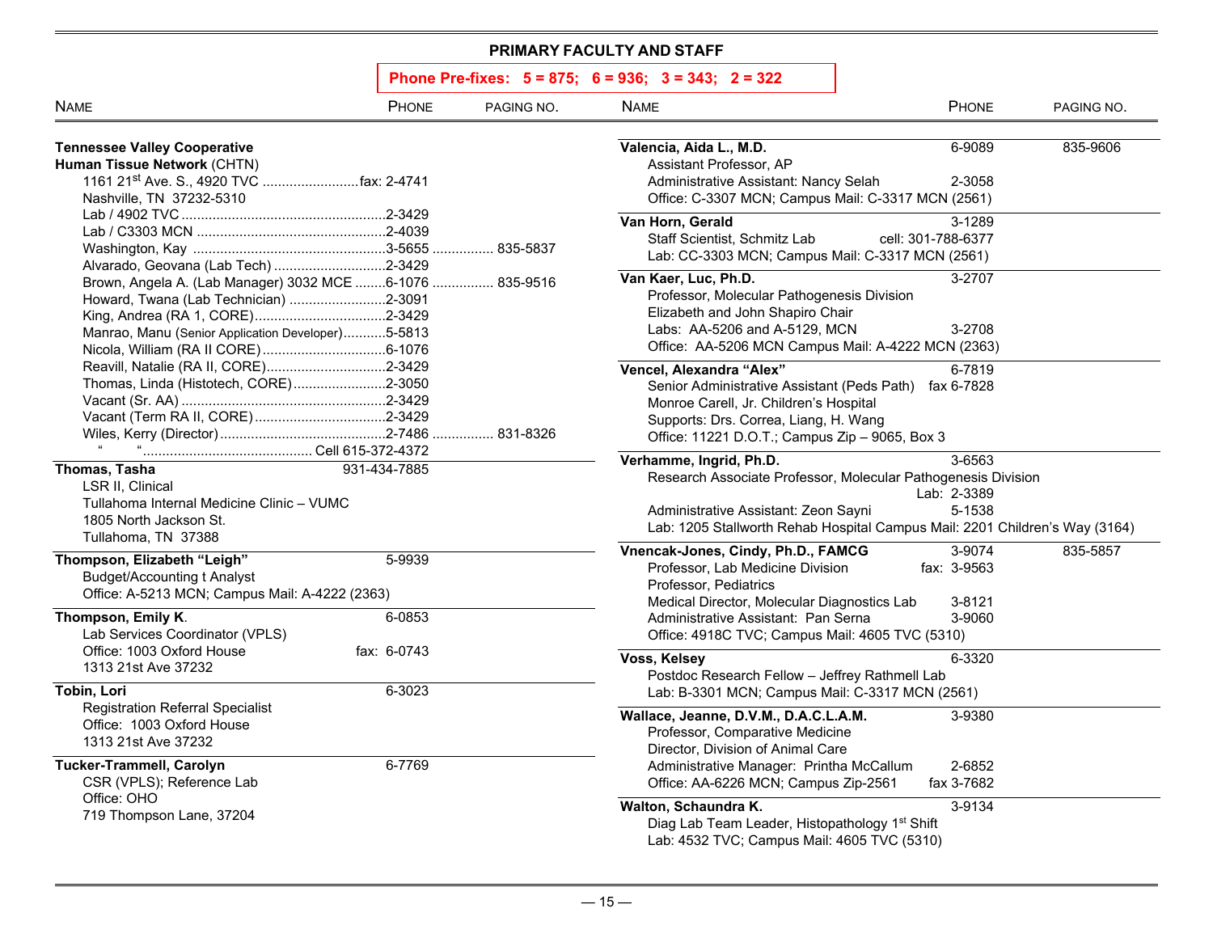## PRIMARY FACULTY AND STAFF

**Phone Pre-fixes: 5 = 875; 6 = 936; 3 = 343; 2 = 322**

| NAME | PHONE | PAGING NO. |
|---|---|---|

**Tennessee Valley Cooperative**
**Human Tissue Network** (CHTN)
1161 21st Ave. S., 4920 TVC ........................fax: 2-4741
Nashville, TN 37232-5310
Lab / 4902 TVC ....................................................2-3429
Lab / C3303 MCN .................................................2-4039
Washington, Kay ..................................................3-5655 ................ 835-5837
Alvarado, Geovana (Lab Tech) .............................2-3429
Brown, Angela A. (Lab Manager) 3032 MCE ........6-1076 ................ 835-9516
Howard, Twana (Lab Technician) .........................2-3091
King, Andrea (RA 1, CORE)..................................2-3429
Manrao, Manu (Senior Application Developer)...........5-5813
Nicola, William (RA II CORE)................................6-1076
Reavill, Natalie (RA II, CORE)...............................2-3429
Thomas, Linda (Histotech, CORE)........................2-3050
Vacant (Sr. AA) .....................................................2-3429
Vacant (Term RA II, CORE)..................................2-3429
Wiles, Kerry (Director)...........................................2-7486 ................ 831-8326
" "............................................ Cell 615-372-4372

**Thomas, Tasha** — 931-434-7885
LSR II, Clinical
Tullahoma Internal Medicine Clinic – VUMC
1805 North Jackson St.
Tullahoma, TN 37388

**Thompson, Elizabeth "Leigh"** — 5-9939
Budget/Accounting t Analyst
Office: A-5213 MCN; Campus Mail: A-4222 (2363)

**Thompson, Emily K**. — 6-0853
Lab Services Coordinator (VPLS)
Office: 1003 Oxford House — fax: 6-0743
1313 21st Ave 37232

**Tobin, Lori** — 6-3023
Registration Referral Specialist
Office: 1003 Oxford House
1313 21st Ave 37232

**Tucker-Trammell, Carolyn** — 6-7769
CSR (VPLS); Reference Lab
Office: OHO
719 Thompson Lane, 37204

**Valencia, Aida L., M.D.** — 6-9089 — 835-9606
Assistant Professor, AP
Administrative Assistant: Nancy Selah — 2-3058
Office: C-3307 MCN; Campus Mail: C-3317 MCN (2561)

**Van Horn, Gerald** — 3-1289
Staff Scientist, Schmitz Lab — cell: 301-788-6377
Lab: CC-3303 MCN; Campus Mail: C-3317 MCN (2561)

**Van Kaer, Luc, Ph.D.** — 3-2707
Professor, Molecular Pathogenesis Division
Elizabeth and John Shapiro Chair
Labs: AA-5206 and A-5129, MCN — 3-2708
Office: AA-5206 MCN Campus Mail: A-4222 MCN (2363)

**Vencel, Alexandra "Alex"** — 6-7819
Senior Administrative Assistant (Peds Path) — fax 6-7828
Monroe Carell, Jr. Children's Hospital
Supports: Drs. Correa, Liang, H. Wang
Office: 11221 D.O.T.; Campus Zip – 9065, Box 3

**Verhamme, Ingrid, Ph.D.** — 3-6563
Research Associate Professor, Molecular Pathogenesis Division
Lab: 2-3389
Administrative Assistant: Zeon Sayni — 5-1538
Lab: 1205 Stallworth Rehab Hospital Campus Mail: 2201 Children's Way (3164)

**Vnencak-Jones, Cindy, Ph.D., FAMCG** — 3-9074 — 835-5857
Professor, Lab Medicine Division — fax: 3-9563
Professor, Pediatrics
Medical Director, Molecular Diagnostics Lab — 3-8121
Administrative Assistant: Pan Serna — 3-9060
Office: 4918C TVC; Campus Mail: 4605 TVC (5310)

**Voss, Kelsey** — 6-3320
Postdoc Research Fellow – Jeffrey Rathmell Lab
Lab: B-3301 MCN; Campus Mail: C-3317 MCN (2561)

**Wallace, Jeanne, D.V.M., D.A.C.L.A.M.** — 3-9380
Professor, Comparative Medicine
Director, Division of Animal Care
Administrative Manager: Printha McCallum — 2-6852
Office: AA-6226 MCN; Campus Zip-2561 — fax 3-7682

**Walton, Schaundra K.** — 3-9134
Diag Lab Team Leader, Histopathology 1st Shift
Lab: 4532 TVC; Campus Mail: 4605 TVC (5310)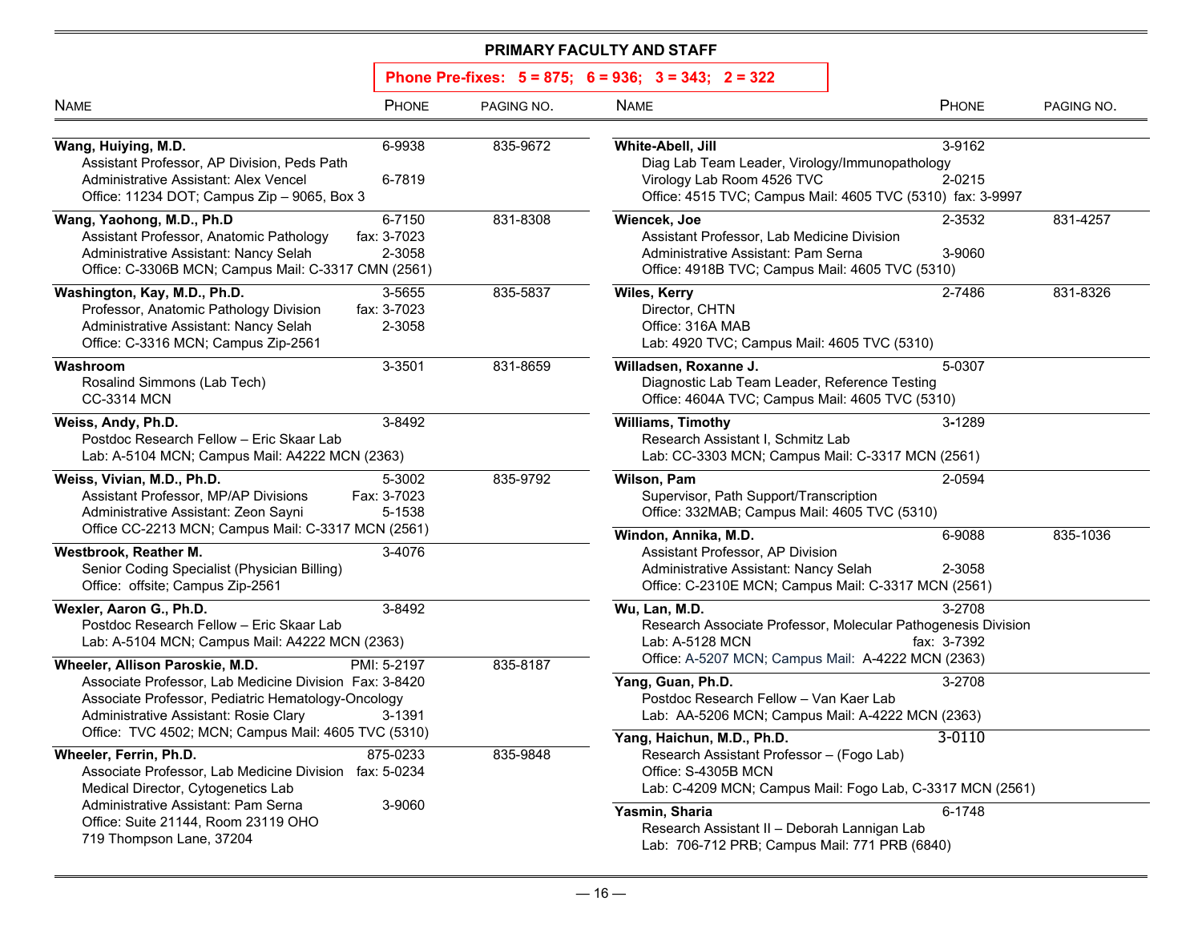## PRIMARY FACULTY AND STAFF

**Phone Pre-fixes: 5 = 875; 6 = 936; 3 = 343; 2 = 322**

| Name | Phone | Paging No. |
|---|---|---|
| **Wang, Huiying, M.D.** | 6-9938 | 835-9672 |
| Assistant Professor, AP Division, Peds Path | | |
| Administrative Assistant: Alex Vencel | 6-7819 | |
| Office: 11234 DOT; Campus Zip – 9065, Box 3 | | |
| **Wang, Yaohong, M.D., Ph.D** | 6-7150 | 831-8308 |
| Assistant Professor, Anatomic Pathology | fax: 3-7023 | |
| Administrative Assistant: Nancy Selah | 2-3058 | |
| Office: C-3306B MCN; Campus Mail: C-3317 CMN (2561) | | |
| **Washington, Kay, M.D., Ph.D.** | 3-5655 | 835-5837 |
| Professor, Anatomic Pathology Division | fax: 3-7023 | |
| Administrative Assistant: Nancy Selah | 2-3058 | |
| Office: C-3316 MCN; Campus Zip-2561 | | |
| **Washroom** | 3-3501 | 831-8659 |
| Rosalind Simmons (Lab Tech) | | |
| CC-3314 MCN | | |
| **Weiss, Andy, Ph.D.** | 3-8492 | |
| Postdoc Research Fellow – Eric Skaar Lab | | |
| Lab: A-5104 MCN; Campus Mail: A4222 MCN (2363) | | |
| **Weiss, Vivian, M.D., Ph.D.** | 5-3002 | 835-9792 |
| Assistant Professor, MP/AP Divisions | Fax: 3-7023 | |
| Administrative Assistant: Zeon Sayni | 5-1538 | |
| Office CC-2213 MCN; Campus Mail: C-3317 MCN (2561) | | |
| **Westbrook, Reather M.** | 3-4076 | |
| Senior Coding Specialist (Physician Billing) | | |
| Office: offsite; Campus Zip-2561 | | |
| **Wexler, Aaron G., Ph.D.** | 3-8492 | |
| Postdoc Research Fellow – Eric Skaar Lab | | |
| Lab: A-5104 MCN; Campus Mail: A4222 MCN (2363) | | |
| **Wheeler, Allison Paroskie, M.D.** | PMI: 5-2197 | 835-8187 |
| Associate Professor, Lab Medicine Division | Fax: 3-8420 | |
| Associate Professor, Pediatric Hematology-Oncology | | |
| Administrative Assistant: Rosie Clary | 3-1391 | |
| Office: TVC 4502; MCN; Campus Mail: 4605 TVC (5310) | | |
| **Wheeler, Ferrin, Ph.D.** | 875-0233 | 835-9848 |
| Associate Professor, Lab Medicine Division | fax: 5-0234 | |
| Medical Director, Cytogenetics Lab | | |
| Administrative Assistant: Pam Serna | 3-9060 | |
| Office: Suite 21144, Room 23119 OHO | | |
| 719 Thompson Lane, 37204 | | |
| **White-Abell, Jill** | 3-9162 | |
| Diag Lab Team Leader, Virology/Immunopathology | | |
| Virology Lab Room 4526 TVC | 2-0215 | |
| Office: 4515 TVC; Campus Mail: 4605 TVC (5310) fax: 3-9997 | | |
| **Wiencek, Joe** | 2-3532 | 831-4257 |
| Assistant Professor, Lab Medicine Division | | |
| Administrative Assistant: Pam Serna | 3-9060 | |
| Office: 4918B TVC; Campus Mail: 4605 TVC (5310) | | |
| **Wiles, Kerry** | 2-7486 | 831-8326 |
| Director, CHTN | | |
| Office: 316A MAB | | |
| Lab: 4920 TVC; Campus Mail: 4605 TVC (5310) | | |
| **Willadsen, Roxanne J.** | 5-0307 | |
| Diagnostic Lab Team Leader, Reference Testing | | |
| Office: 4604A TVC; Campus Mail: 4605 TVC (5310) | | |
| **Williams, Timothy** | 3-1289 | |
| Research Assistant I, Schmitz Lab | | |
| Lab: CC-3303 MCN; Campus Mail: C-3317 MCN (2561) | | |
| **Wilson, Pam** | 2-0594 | |
| Supervisor, Path Support/Transcription | | |
| Office: 332MAB; Campus Mail: 4605 TVC (5310) | | |
| **Windon, Annika, M.D.** | 6-9088 | 835-1036 |
| Assistant Professor, AP Division | | |
| Administrative Assistant: Nancy Selah | 2-3058 | |
| Office: C-2310E MCN; Campus Mail: C-3317 MCN (2561) | | |
| **Wu, Lan, M.D.** | 3-2708 | |
| Research Associate Professor, Molecular Pathogenesis Division | | |
| Lab: A-5128 MCN | fax: 3-7392 | |
| Office: A-5207 MCN; Campus Mail: A-4222 MCN (2363) | | |
| **Yang, Guan, Ph.D.** | 3-2708 | |
| Postdoc Research Fellow – Van Kaer Lab | | |
| Lab: AA-5206 MCN; Campus Mail: A-4222 MCN (2363) | | |
| **Yang, Haichun, M.D., Ph.D.** | 3-0110 | |
| Research Assistant Professor – (Fogo Lab) | | |
| Office: S-4305B MCN | | |
| Lab: C-4209 MCN; Campus Mail: Fogo Lab, C-3317 MCN (2561) | | |
| **Yasmin, Sharia** | 6-1748 | |
| Research Assistant II – Deborah Lannigan Lab | | |
| Lab: 706-712 PRB; Campus Mail: 771 PRB (6840) | | |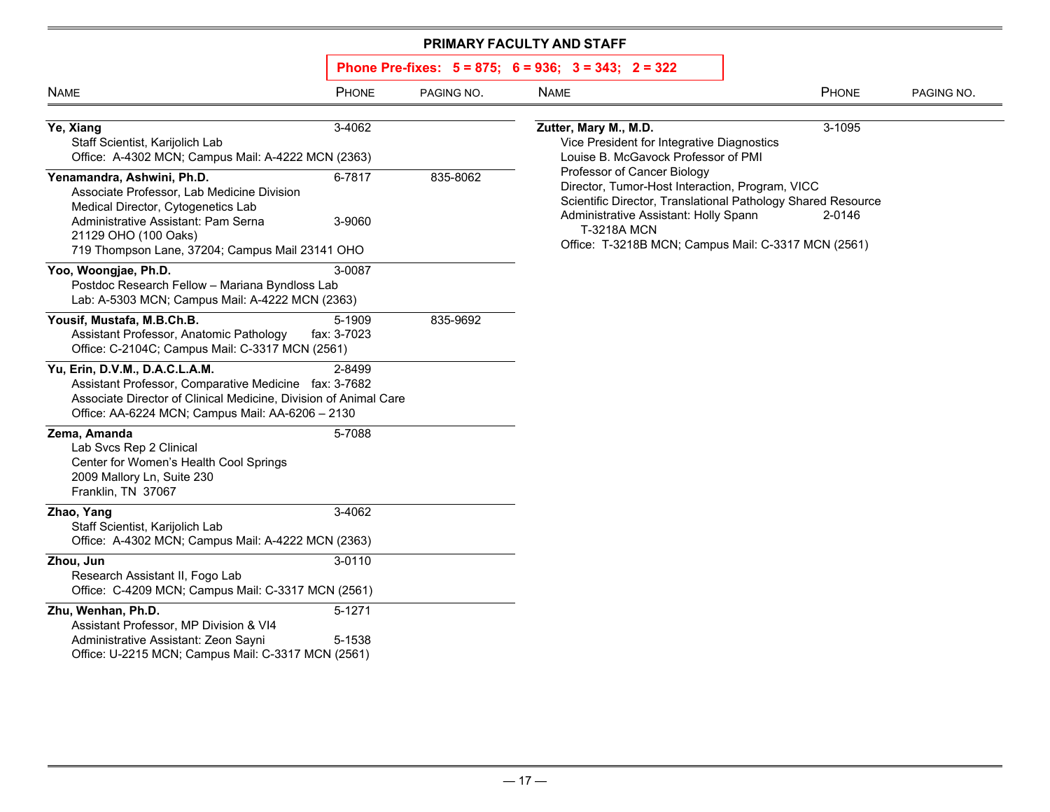## PRIMARY FACULTY AND STAFF

**Phone Pre-fixes: 5 = 875; 6 = 936; 3 = 343; 2 = 322**

| NAME | PHONE | PAGING NO. |
|---|---|---|
| **Ye, Xiang** | 3-4062 | |
| Staff Scientist, Karijolich Lab | | |
| Office: A-4302 MCN; Campus Mail: A-4222 MCN (2363) | | |
| **Yenamandra, Ashwini, Ph.D.** | 6-7817 | 835-8062 |
| Associate Professor, Lab Medicine Division | | |
| Medical Director, Cytogenetics Lab | | |
| Administrative Assistant: Pam Serna | 3-9060 | |
| 21129 OHO (100 Oaks) | | |
| 719 Thompson Lane, 37204; Campus Mail 23141 OHO | | |
| **Yoo, Woongjae, Ph.D.** | 3-0087 | |
| Postdoc Research Fellow – Mariana Byndloss Lab | | |
| Lab: A-5303 MCN; Campus Mail: A-4222 MCN (2363) | | |
| **Yousif, Mustafa, M.B.Ch.B.** | 5-1909 | 835-9692 |
| Assistant Professor, Anatomic Pathology | fax: 3-7023 | |
| Office: C-2104C; Campus Mail: C-3317 MCN (2561) | | |
| **Yu, Erin, D.V.M., D.A.C.L.A.M.** | 2-8499 | |
| Assistant Professor, Comparative Medicine | fax: 3-7682 | |
| Associate Director of Clinical Medicine, Division of Animal Care | | |
| Office: AA-6224 MCN; Campus Mail: AA-6206 – 2130 | | |
| **Zema, Amanda** | 5-7088 | |
| Lab Svcs Rep 2 Clinical | | |
| Center for Women's Health Cool Springs | | |
| 2009 Mallory Ln, Suite 230 | | |
| Franklin, TN 37067 | | |
| **Zhao, Yang** | 3-4062 | |
| Staff Scientist, Karijolich Lab | | |
| Office: A-4302 MCN; Campus Mail: A-4222 MCN (2363) | | |
| **Zhou, Jun** | 3-0110 | |
| Research Assistant II, Fogo Lab | | |
| Office: C-4209 MCN; Campus Mail: C-3317 MCN (2561) | | |
| **Zhu, Wenhan, Ph.D.** | 5-1271 | |
| Assistant Professor, MP Division & VI4 | | |
| Administrative Assistant: Zeon Sayni | 5-1538 | |
| Office: U-2215 MCN; Campus Mail: C-3317 MCN (2561) | | |
| **Zutter, Mary M., M.D.** | 3-1095 | |
| Vice President for Integrative Diagnostics | | |
| Louise B. McGavock Professor of PMI | | |
| Professor of Cancer Biology | | |
| Director, Tumor-Host Interaction, Program, VICC | | |
| Scientific Director, Translational Pathology Shared Resource | | |
| Administrative Assistant: Holly Spann T-3218A MCN | 2-0146 | |
| Office: T-3218B MCN; Campus Mail: C-3317 MCN (2561) | | |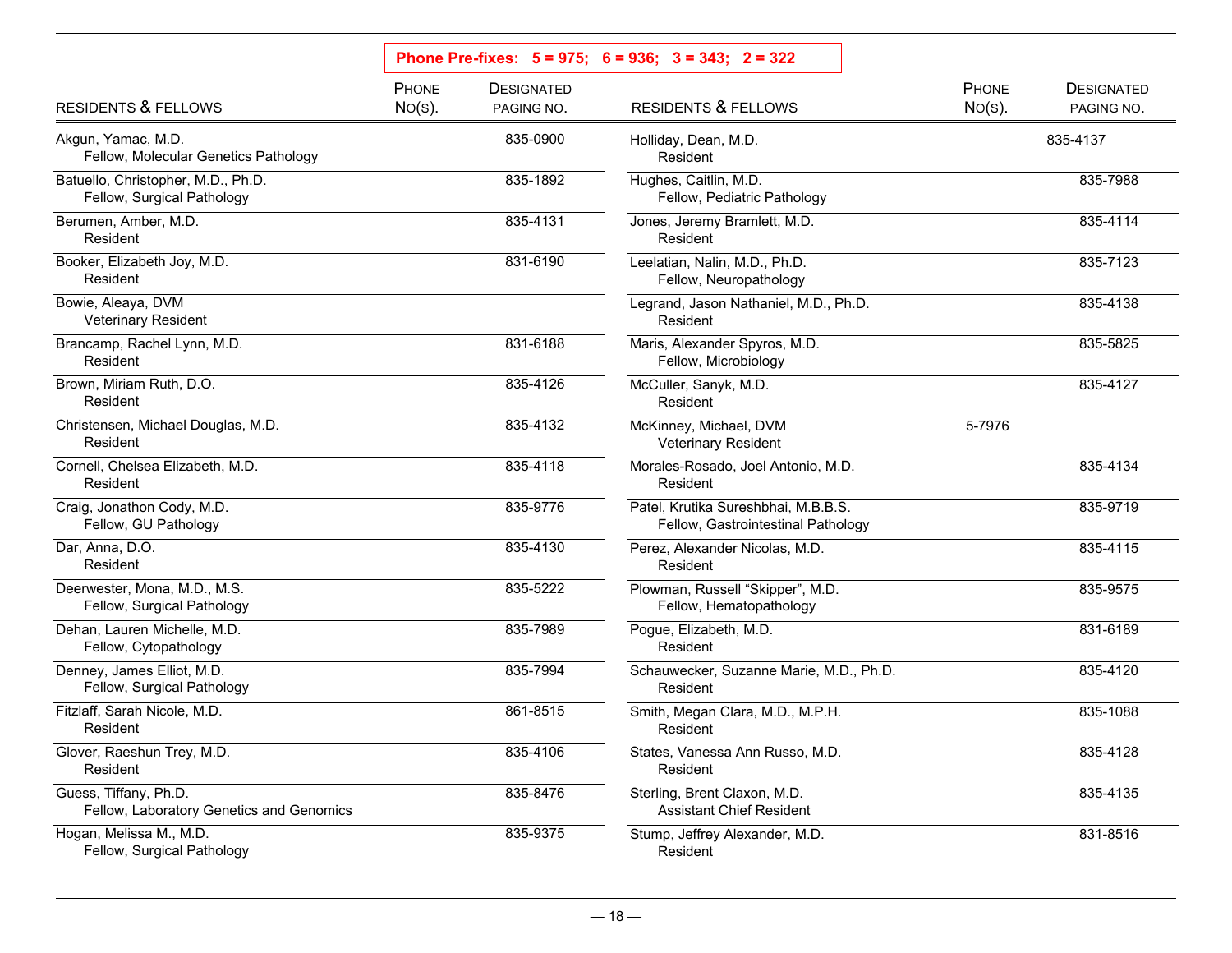**Phone Pre-fixes: 5 = 975; 6 = 936; 3 = 343; 2 = 322**

| Residents & Fellows | Phone No(s). | Designated Paging No. |
|---|---|---|
| Akgun, Yamac, M.D.<br>Fellow, Molecular Genetics Pathology | | 835-0900 |
| Batuello, Christopher, M.D., Ph.D.<br>Fellow, Surgical Pathology | | 835-1892 |
| Berumen, Amber, M.D.<br>Resident | | 835-4131 |
| Booker, Elizabeth Joy, M.D.<br>Resident | | 831-6190 |
| Bowie, Aleaya, DVM<br>Veterinary Resident | | |
| Brancamp, Rachel Lynn, M.D.<br>Resident | | 831-6188 |
| Brown, Miriam Ruth, D.O.<br>Resident | | 835-4126 |
| Christensen, Michael Douglas, M.D.<br>Resident | | 835-4132 |
| Cornell, Chelsea Elizabeth, M.D.<br>Resident | | 835-4118 |
| Craig, Jonathon Cody, M.D.<br>Fellow, GU Pathology | | 835-9776 |
| Dar, Anna, D.O.<br>Resident | | 835-4130 |
| Deerwester, Mona, M.D., M.S.<br>Fellow, Surgical Pathology | | 835-5222 |
| Dehan, Lauren Michelle, M.D.<br>Fellow, Cytopathology | | 835-7989 |
| Denney, James Elliot, M.D.<br>Fellow, Surgical Pathology | | 835-7994 |
| Fitzlaff, Sarah Nicole, M.D.<br>Resident | | 861-8515 |
| Glover, Raeshun Trey, M.D.<br>Resident | | 835-4106 |
| Guess, Tiffany, Ph.D.<br>Fellow, Laboratory Genetics and Genomics | | 835-8476 |
| Hogan, Melissa M., M.D.<br>Fellow, Surgical Pathology | | 835-9375 |
| Holliday, Dean, M.D.<br>Resident | | 835-4137 |
| Hughes, Caitlin, M.D.<br>Fellow, Pediatric Pathology | | 835-7988 |
| Jones, Jeremy Bramlett, M.D.<br>Resident | | 835-4114 |
| Leelatian, Nalin, M.D., Ph.D.<br>Fellow, Neuropathology | | 835-7123 |
| Legrand, Jason Nathaniel, M.D., Ph.D.<br>Resident | | 835-4138 |
| Maris, Alexander Spyros, M.D.<br>Fellow, Microbiology | | 835-5825 |
| McCuller, Sanyk, M.D.<br>Resident | | 835-4127 |
| McKinney, Michael, DVM<br>Veterinary Resident | 5-7976 | |
| Morales-Rosado, Joel Antonio, M.D.<br>Resident | | 835-4134 |
| Patel, Krutika Sureshbhai, M.B.B.S.<br>Fellow, Gastrointestinal Pathology | | 835-9719 |
| Perez, Alexander Nicolas, M.D.<br>Resident | | 835-4115 |
| Plowman, Russell "Skipper", M.D.<br>Fellow, Hematopathology | | 835-9575 |
| Pogue, Elizabeth, M.D.<br>Resident | | 831-6189 |
| Schauwecker, Suzanne Marie, M.D., Ph.D.<br>Resident | | 835-4120 |
| Smith, Megan Clara, M.D., M.P.H.<br>Resident | | 835-1088 |
| States, Vanessa Ann Russo, M.D.<br>Resident | | 835-4128 |
| Sterling, Brent Claxon, M.D.<br>Assistant Chief Resident | | 835-4135 |
| Stump, Jeffrey Alexander, M.D.<br>Resident | | 831-8516 |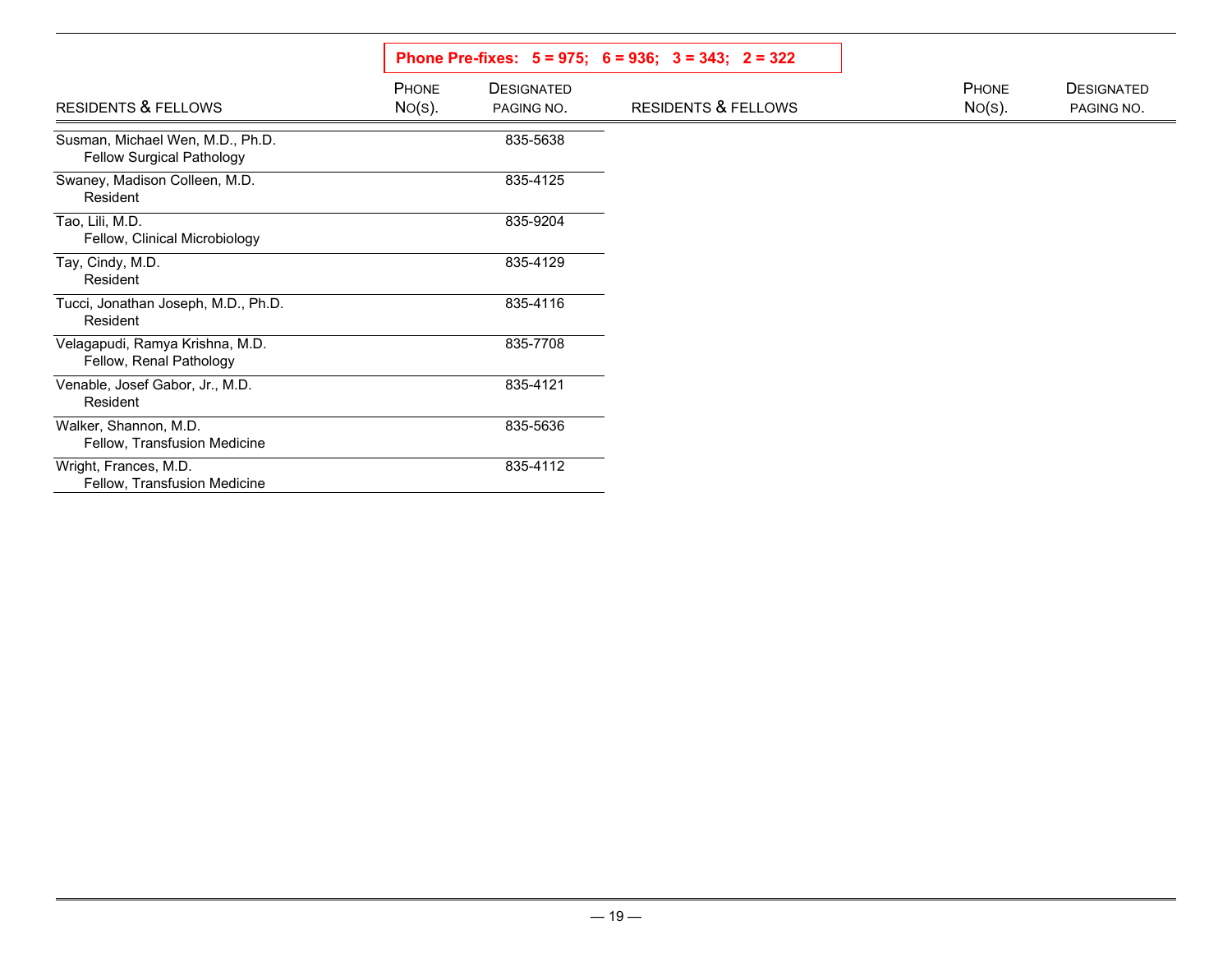**Phone Pre-fixes: 5 = 975; 6 = 936; 3 = 343; 2 = 322**

| RESIDENTS & FELLOWS | PHONE NO(S). | DESIGNATED PAGING NO. |
|---|---|---|
| Susman, Michael Wen, M.D., Ph.D.<br>Fellow Surgical Pathology | | 835-5638 |
| Swaney, Madison Colleen, M.D.<br>Resident | | 835-4125 |
| Tao, Lili, M.D.<br>Fellow, Clinical Microbiology | | 835-9204 |
| Tay, Cindy, M.D.<br>Resident | | 835-4129 |
| Tucci, Jonathan Joseph, M.D., Ph.D.<br>Resident | | 835-4116 |
| Velagapudi, Ramya Krishna, M.D.<br>Fellow, Renal Pathology | | 835-7708 |
| Venable, Josef Gabor, Jr., M.D.<br>Resident | | 835-4121 |
| Walker, Shannon, M.D.<br>Fellow, Transfusion Medicine | | 835-5636 |
| Wright, Frances, M.D.<br>Fellow, Transfusion Medicine | | 835-4112 |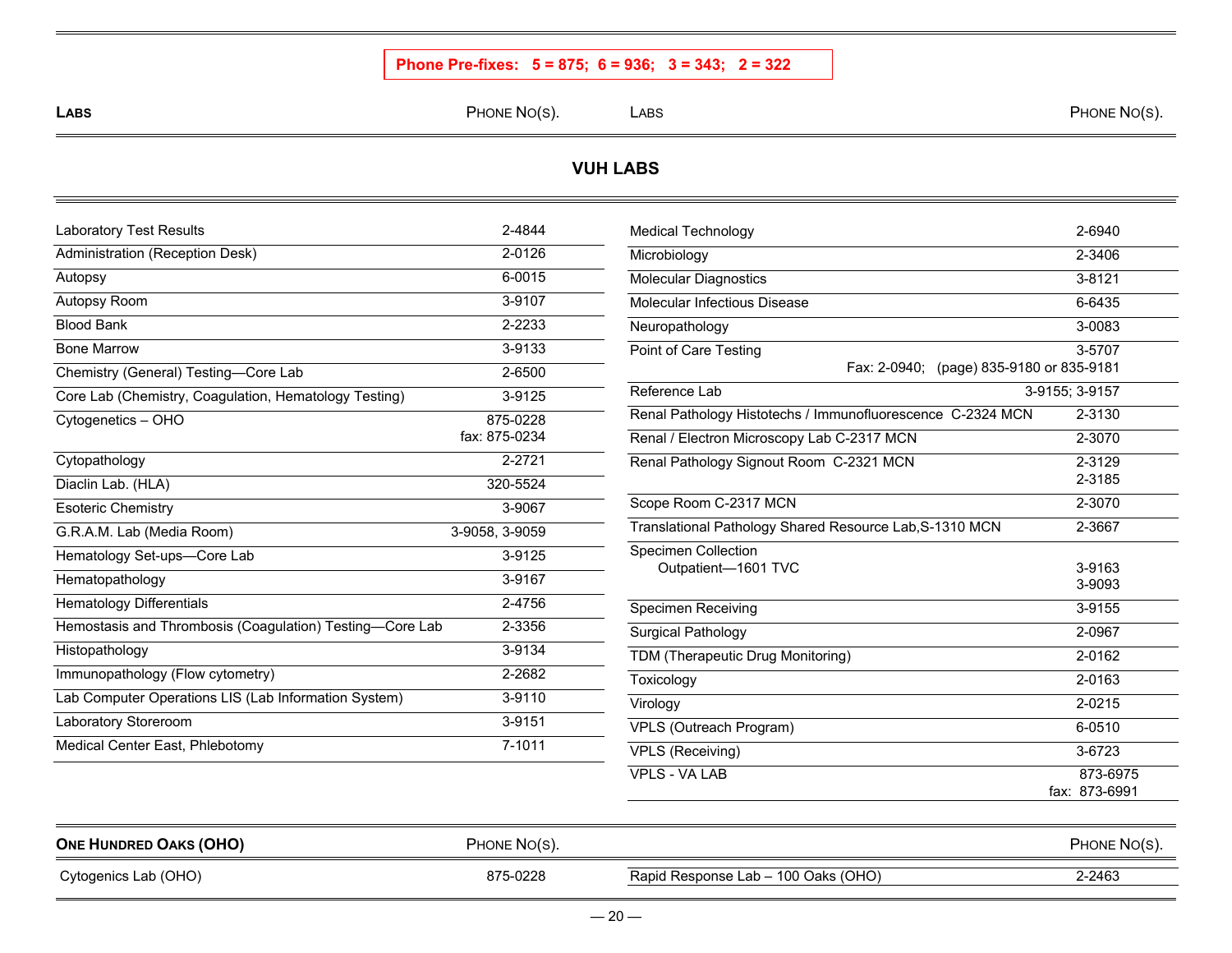**Phone Pre-fixes: 5 = 875; 6 = 936; 3 = 343; 2 = 322**

## VUH LABS

| Labs | Phone No(s). |
|---|---|
| Laboratory Test Results | 2-4844 |
| Administration (Reception Desk) | 2-0126 |
| Autopsy | 6-0015 |
| Autopsy Room | 3-9107 |
| Blood Bank | 2-2233 |
| Bone Marrow | 3-9133 |
| Chemistry (General) Testing—Core Lab | 2-6500 |
| Core Lab (Chemistry, Coagulation, Hematology Testing) | 3-9125 |
| Cytogenetics – OHO | 875-0228<br>fax: 875-0234 |
| Cytopathology | 2-2721 |
| Diaclin Lab. (HLA) | 320-5524 |
| Esoteric Chemistry | 3-9067 |
| G.R.A.M. Lab (Media Room) | 3-9058, 3-9059 |
| Hematology Set-ups—Core Lab | 3-9125 |
| Hematopathology | 3-9167 |
| Hematology Differentials | 2-4756 |
| Hemostasis and Thrombosis (Coagulation) Testing—Core Lab | 2-3356 |
| Histopathology | 3-9134 |
| Immunopathology (Flow cytometry) | 2-2682 |
| Lab Computer Operations LIS (Lab Information System) | 3-9110 |
| Laboratory Storeroom | 3-9151 |
| Medical Center East, Phlebotomy | 7-1011 |
| Medical Technology | 2-6940 |
| Microbiology | 2-3406 |
| Molecular Diagnostics | 3-8121 |
| Molecular Infectious Disease | 6-6435 |
| Neuropathology | 3-0083 |
| Point of Care Testing | 3-5707<br>Fax: 2-0940; (page) 835-9180 or 835-9181 |
| Reference Lab | 3-9155; 3-9157 |
| Renal Pathology Histotechs / Immunofluorescence C-2324 MCN | 2-3130 |
| Renal / Electron Microscopy Lab C-2317 MCN | 2-3070 |
| Renal Pathology Signout Room C-2321 MCN | 2-3129<br>2-3185 |
| Scope Room C-2317 MCN | 2-3070 |
| Translational Pathology Shared Resource Lab,S-1310 MCN | 2-3667 |
| Specimen Collection<br>Outpatient—1601 TVC | 3-9163<br>3-9093 |
| Specimen Receiving | 3-9155 |
| Surgical Pathology | 2-0967 |
| TDM (Therapeutic Drug Monitoring) | 2-0162 |
| Toxicology | 2-0163 |
| Virology | 2-0215 |
| VPLS (Outreach Program) | 6-0510 |
| VPLS (Receiving) | 3-6723 |
| VPLS - VA LAB | 873-6975<br>fax: 873-6991 |

## One Hundred Oaks (OHO)

| One Hundred Oaks (OHO) | Phone No(s). |
|---|---|
| Cytogenics Lab (OHO) | 875-0228 |
| Rapid Response Lab – 100 Oaks (OHO) | 2-2463 |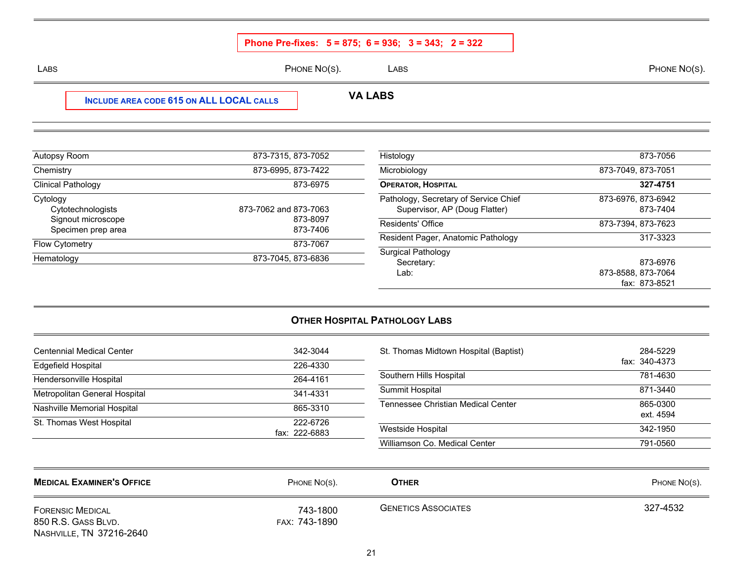**Phone Pre-fixes: 5 = 875; 6 = 936; 3 = 343; 2 = 322**

| Labs | Phone No(s). | Labs | Phone No(s). |
|---|---|---|---|

**Include area code 615 on ALL LOCAL calls**

## VA LABS

| Labs | Phone No(s). |
|---|---|
| Autopsy Room | 873-7315, 873-7052 |
| Chemistry | 873-6995, 873-7422 |
| Clinical Pathology | 873-6975 |
| Cytology | |
| Cytotechnologists | 873-7062 and 873-7063 |
| Signout microscope | 873-8097 |
| Specimen prep area | 873-7406 |
| Flow Cytometry | 873-7067 |
| Hematology | 873-7045, 873-6836 |
| Histology | 873-7056 |
| Microbiology | 873-7049, 873-7051 |
| **Operator, Hospital** | **327-4751** |
| Pathology, Secretary of Service Chief | 873-6976, 873-6942 |
| Supervisor, AP (Doug Flatter) | 873-7404 |
| Residents' Office | 873-7394, 873-7623 |
| Resident Pager, Anatomic Pathology | 317-3323 |
| Surgical Pathology | |
| Secretary: | 873-6976 |
| Lab: | 873-8588, 873-7064 |
| | fax: 873-8521 |

## Other Hospital Pathology Labs

| Labs | Phone No(s). |
|---|---|
| Centennial Medical Center | 342-3044 |
| Edgefield Hospital | 226-4330 |
| Hendersonville Hospital | 264-4161 |
| Metropolitan General Hospital | 341-4331 |
| Nashville Memorial Hospital | 865-3310 |
| St. Thomas West Hospital | 222-6726, fax: 222-6883 |
| St. Thomas Midtown Hospital (Baptist) | 284-5229, fax: 340-4373 |
| Southern Hills Hospital | 781-4630 |
| Summit Hospital | 871-3440 |
| Tennessee Christian Medical Center | 865-0300 ext. 4594 |
| Westside Hospital | 342-1950 |
| Williamson Co. Medical Center | 791-0560 |

| **Medical Examiner's Office** | Phone No(s). |
|---|---|
| Forensic Medical<br>850 R.S. Gass Blvd.<br>Nashville, TN 37216-2640 | 743-1800<br>fax: 743-1890 |

| **Other** | Phone No(s). |
|---|---|
| Genetics Associates | 327-4532 |